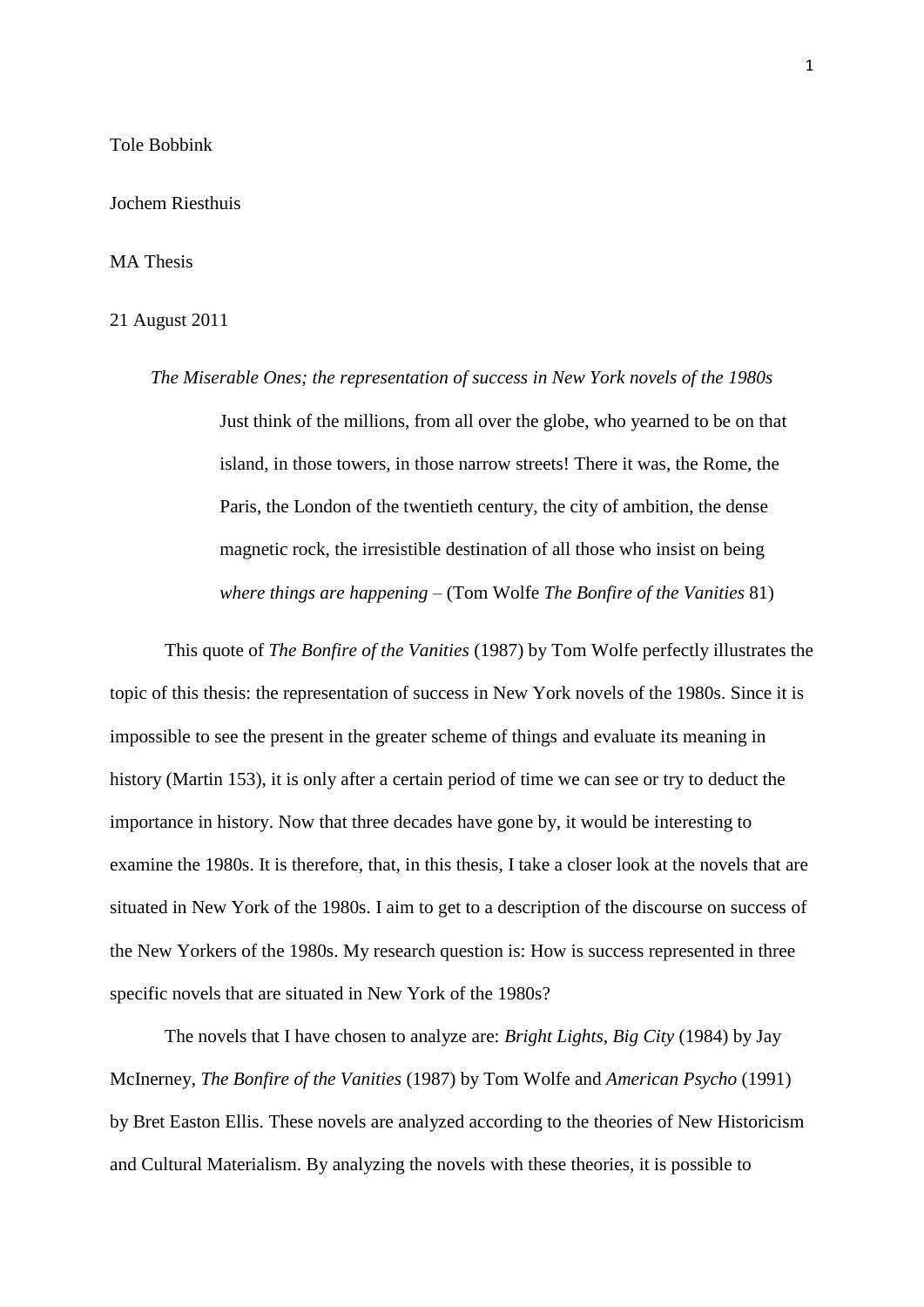Tole Bobbink

Jochem Riesthuis

MA Thesis

21 August 2011

*The Miserable Ones; the representation of success in New York novels of the 1980s*

> Just think of the millions, from all over the globe, who yearned to be on that island, in those towers, in those narrow streets! There it was, the Rome, the Paris, the London of the twentieth century, the city of ambition, the dense magnetic rock, the irresistible destination of all those who insist on being *where things are happening* – (Tom Wolfe *The Bonfire of the Vanities* 81)

This quote of *The Bonfire of the Vanities* (1987) by Tom Wolfe perfectly illustrates the topic of this thesis: the representation of success in New York novels of the 1980s. Since it is impossible to see the present in the greater scheme of things and evaluate its meaning in history (Martin 153), it is only after a certain period of time we can see or try to deduct the importance in history. Now that three decades have gone by, it would be interesting to examine the 1980s. It is therefore, that, in this thesis, I take a closer look at the novels that are situated in New York of the 1980s. I aim to get to a description of the discourse on success of the New Yorkers of the 1980s. My research question is: How is success represented in three specific novels that are situated in New York of the 1980s?

The novels that I have chosen to analyze are: *Bright Lights, Big City* (1984) by Jay McInerney, *The Bonfire of the Vanities* (1987) by Tom Wolfe and *American Psycho* (1991) by Bret Easton Ellis. These novels are analyzed according to the theories of New Historicism and Cultural Materialism. By analyzing the novels with these theories, it is possible to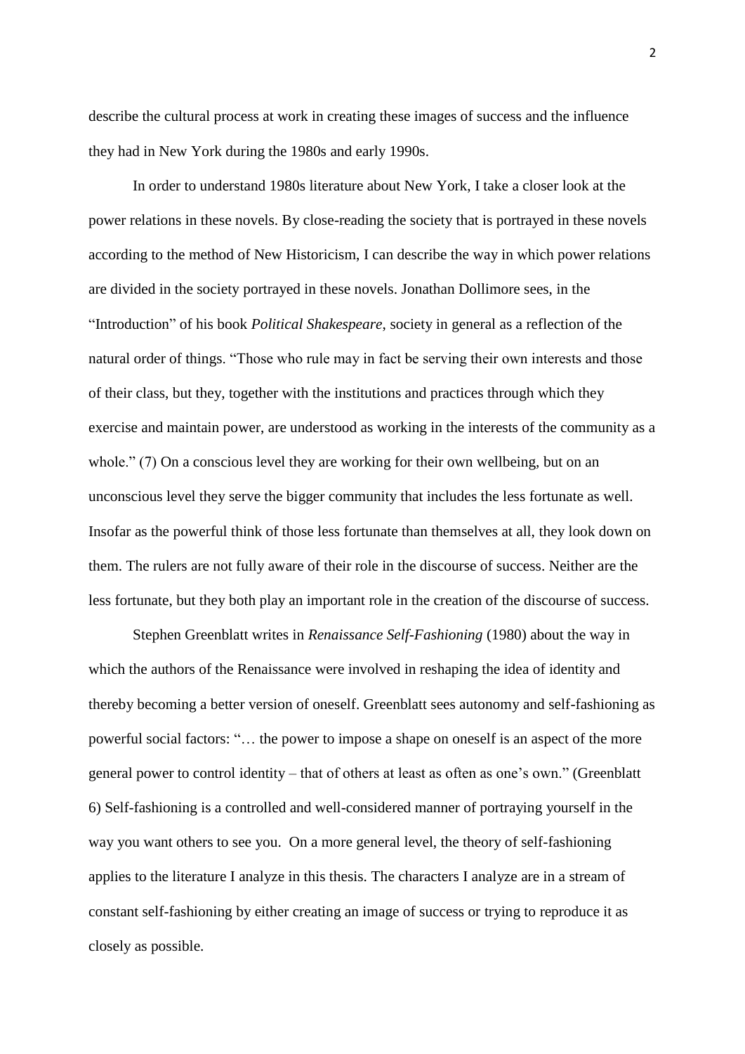describe the cultural process at work in creating these images of success and the influence they had in New York during the 1980s and early 1990s.

In order to understand 1980s literature about New York, I take a closer look at the power relations in these novels. By close-reading the society that is portrayed in these novels according to the method of New Historicism, I can describe the way in which power relations are divided in the society portrayed in these novels. Jonathan Dollimore sees, in the "Introduction" of his book *Political Shakespeare*, society in general as a reflection of the natural order of things. "Those who rule may in fact be serving their own interests and those of their class, but they, together with the institutions and practices through which they exercise and maintain power, are understood as working in the interests of the community as a whole." (7) On a conscious level they are working for their own wellbeing, but on an unconscious level they serve the bigger community that includes the less fortunate as well. Insofar as the powerful think of those less fortunate than themselves at all, they look down on them. The rulers are not fully aware of their role in the discourse of success. Neither are the less fortunate, but they both play an important role in the creation of the discourse of success.

Stephen Greenblatt writes in *Renaissance Self-Fashioning* (1980) about the way in which the authors of the Renaissance were involved in reshaping the idea of identity and thereby becoming a better version of oneself. Greenblatt sees autonomy and self-fashioning as powerful social factors: "… the power to impose a shape on oneself is an aspect of the more general power to control identity – that of others at least as often as one's own." (Greenblatt 6) Self-fashioning is a controlled and well-considered manner of portraying yourself in the way you want others to see you. On a more general level, the theory of self-fashioning applies to the literature I analyze in this thesis. The characters I analyze are in a stream of constant self-fashioning by either creating an image of success or trying to reproduce it as closely as possible.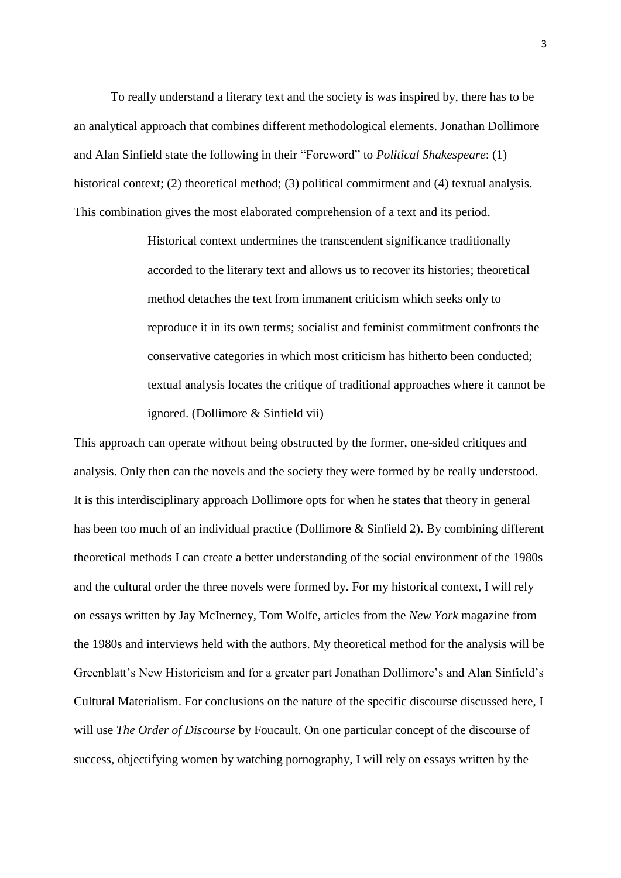To really understand a literary text and the society is was inspired by, there has to be an analytical approach that combines different methodological elements. Jonathan Dollimore and Alan Sinfield state the following in their "Foreword" to *Political Shakespeare*: (1) historical context; (2) theoretical method; (3) political commitment and (4) textual analysis. This combination gives the most elaborated comprehension of a text and its period.

> Historical context undermines the transcendent significance traditionally accorded to the literary text and allows us to recover its histories; theoretical method detaches the text from immanent criticism which seeks only to reproduce it in its own terms; socialist and feminist commitment confronts the conservative categories in which most criticism has hitherto been conducted; textual analysis locates the critique of traditional approaches where it cannot be ignored. (Dollimore & Sinfield vii)

This approach can operate without being obstructed by the former, one-sided critiques and analysis. Only then can the novels and the society they were formed by be really understood. It is this interdisciplinary approach Dollimore opts for when he states that theory in general has been too much of an individual practice (Dollimore & Sinfield 2). By combining different theoretical methods I can create a better understanding of the social environment of the 1980s and the cultural order the three novels were formed by. For my historical context, I will rely on essays written by Jay McInerney, Tom Wolfe, articles from the *New York* magazine from the 1980s and interviews held with the authors. My theoretical method for the analysis will be Greenblatt's New Historicism and for a greater part Jonathan Dollimore's and Alan Sinfield's Cultural Materialism. For conclusions on the nature of the specific discourse discussed here, I will use *The Order of Discourse* by Foucault. On one particular concept of the discourse of success, objectifying women by watching pornography, I will rely on essays written by the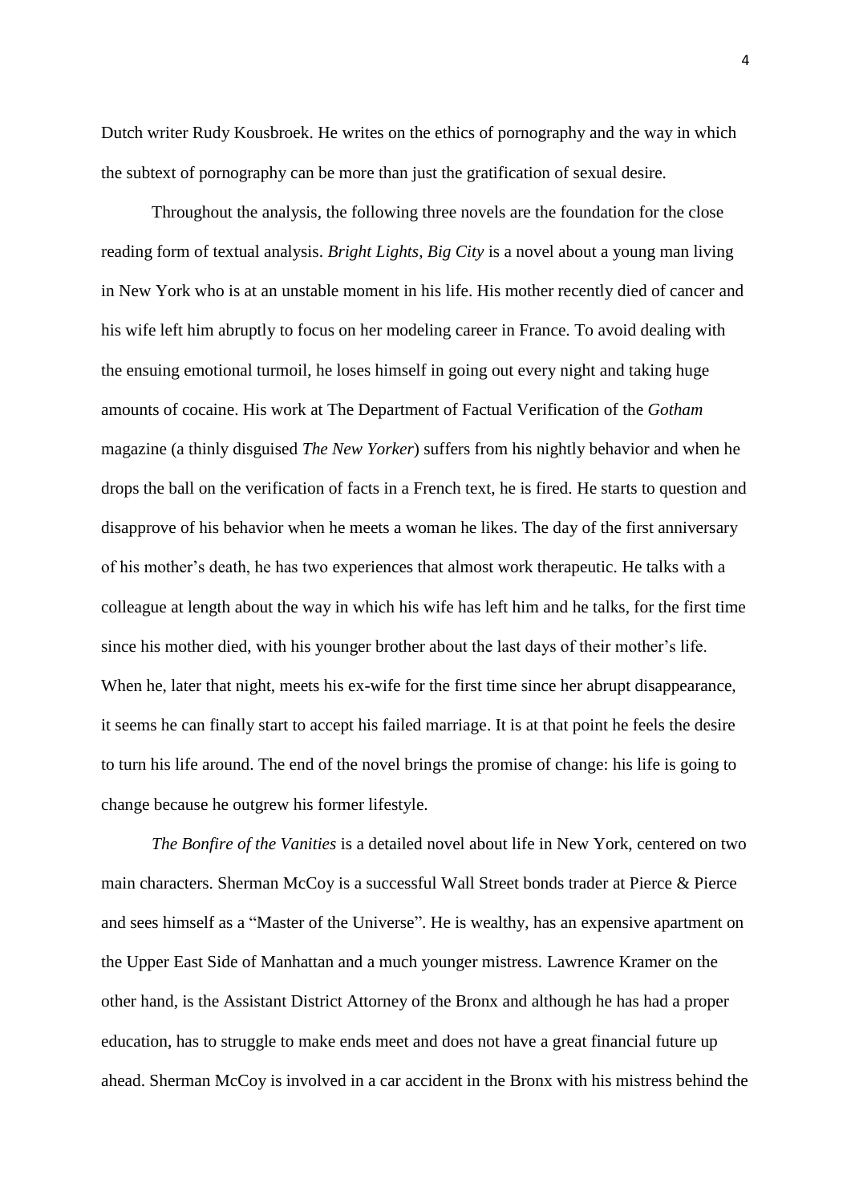Dutch writer Rudy Kousbroek. He writes on the ethics of pornography and the way in which the subtext of pornography can be more than just the gratification of sexual desire.

Throughout the analysis, the following three novels are the foundation for the close reading form of textual analysis. *Bright Lights, Big City* is a novel about a young man living in New York who is at an unstable moment in his life. His mother recently died of cancer and his wife left him abruptly to focus on her modeling career in France. To avoid dealing with the ensuing emotional turmoil, he loses himself in going out every night and taking huge amounts of cocaine. His work at The Department of Factual Verification of the *Gotham* magazine (a thinly disguised *The New Yorker*) suffers from his nightly behavior and when he drops the ball on the verification of facts in a French text, he is fired. He starts to question and disapprove of his behavior when he meets a woman he likes. The day of the first anniversary of his mother's death, he has two experiences that almost work therapeutic. He talks with a colleague at length about the way in which his wife has left him and he talks, for the first time since his mother died, with his younger brother about the last days of their mother's life. When he, later that night, meets his ex-wife for the first time since her abrupt disappearance, it seems he can finally start to accept his failed marriage. It is at that point he feels the desire to turn his life around. The end of the novel brings the promise of change: his life is going to change because he outgrew his former lifestyle.

*The Bonfire of the Vanities* is a detailed novel about life in New York, centered on two main characters. Sherman McCoy is a successful Wall Street bonds trader at Pierce & Pierce and sees himself as a "Master of the Universe". He is wealthy, has an expensive apartment on the Upper East Side of Manhattan and a much younger mistress. Lawrence Kramer on the other hand, is the Assistant District Attorney of the Bronx and although he has had a proper education, has to struggle to make ends meet and does not have a great financial future up ahead. Sherman McCoy is involved in a car accident in the Bronx with his mistress behind the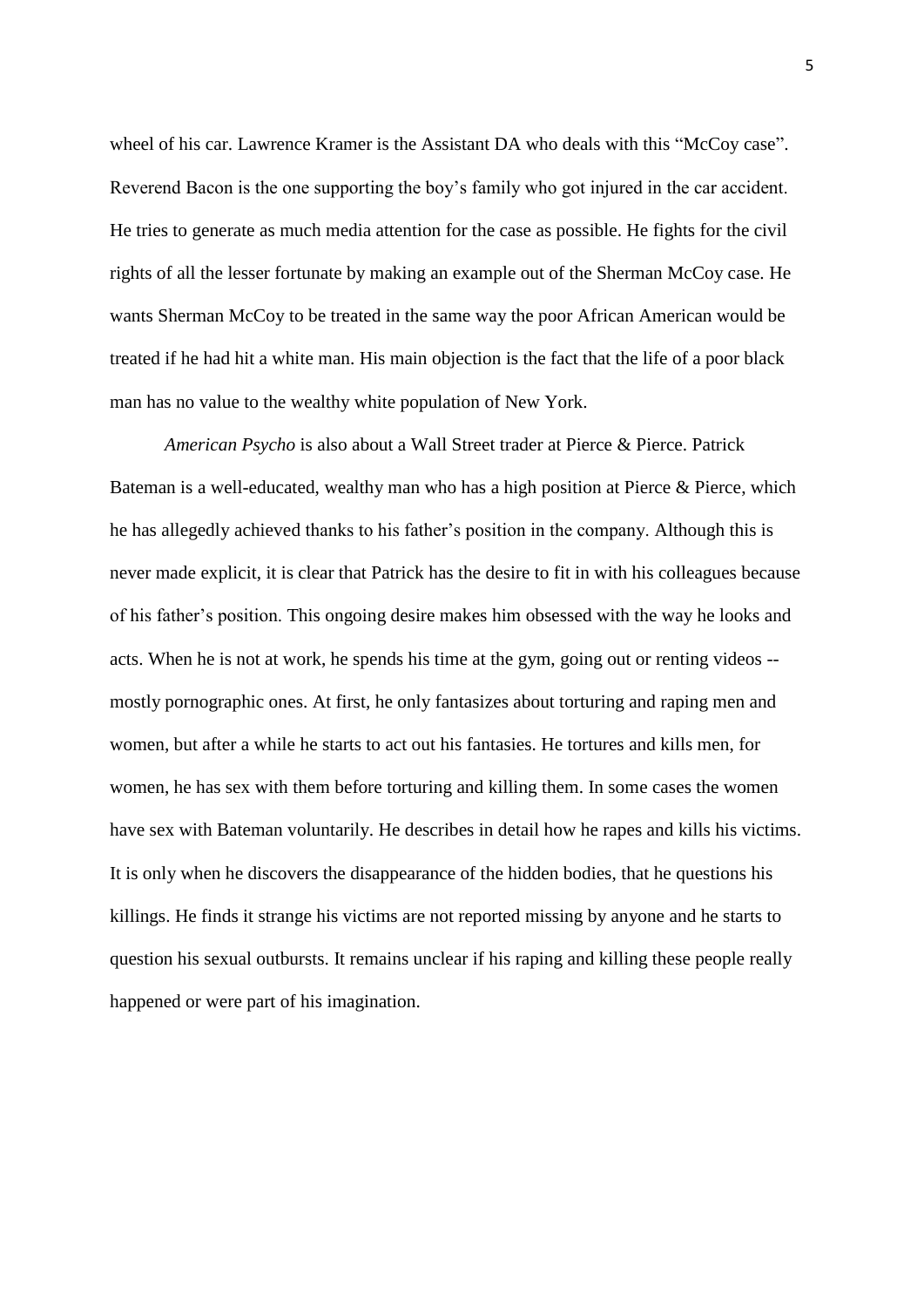wheel of his car. Lawrence Kramer is the Assistant DA who deals with this “McCoy case”. Reverend Bacon is the one supporting the boy’s family who got injured in the car accident. He tries to generate as much media attention for the case as possible. He fights for the civil rights of all the lesser fortunate by making an example out of the Sherman McCoy case. He wants Sherman McCoy to be treated in the same way the poor African American would be treated if he had hit a white man. His main objection is the fact that the life of a poor black man has no value to the wealthy white population of New York.

*American Psycho* is also about a Wall Street trader at Pierce & Pierce. Patrick Bateman is a well-educated, wealthy man who has a high position at Pierce & Pierce, which he has allegedly achieved thanks to his father’s position in the company. Although this is never made explicit, it is clear that Patrick has the desire to fit in with his colleagues because of his father’s position. This ongoing desire makes him obsessed with the way he looks and acts. When he is not at work, he spends his time at the gym, going out or renting videos -- mostly pornographic ones. At first, he only fantasizes about torturing and raping men and women, but after a while he starts to act out his fantasies. He tortures and kills men, for women, he has sex with them before torturing and killing them. In some cases the women have sex with Bateman voluntarily. He describes in detail how he rapes and kills his victims. It is only when he discovers the disappearance of the hidden bodies, that he questions his killings. He finds it strange his victims are not reported missing by anyone and he starts to question his sexual outbursts. It remains unclear if his raping and killing these people really happened or were part of his imagination.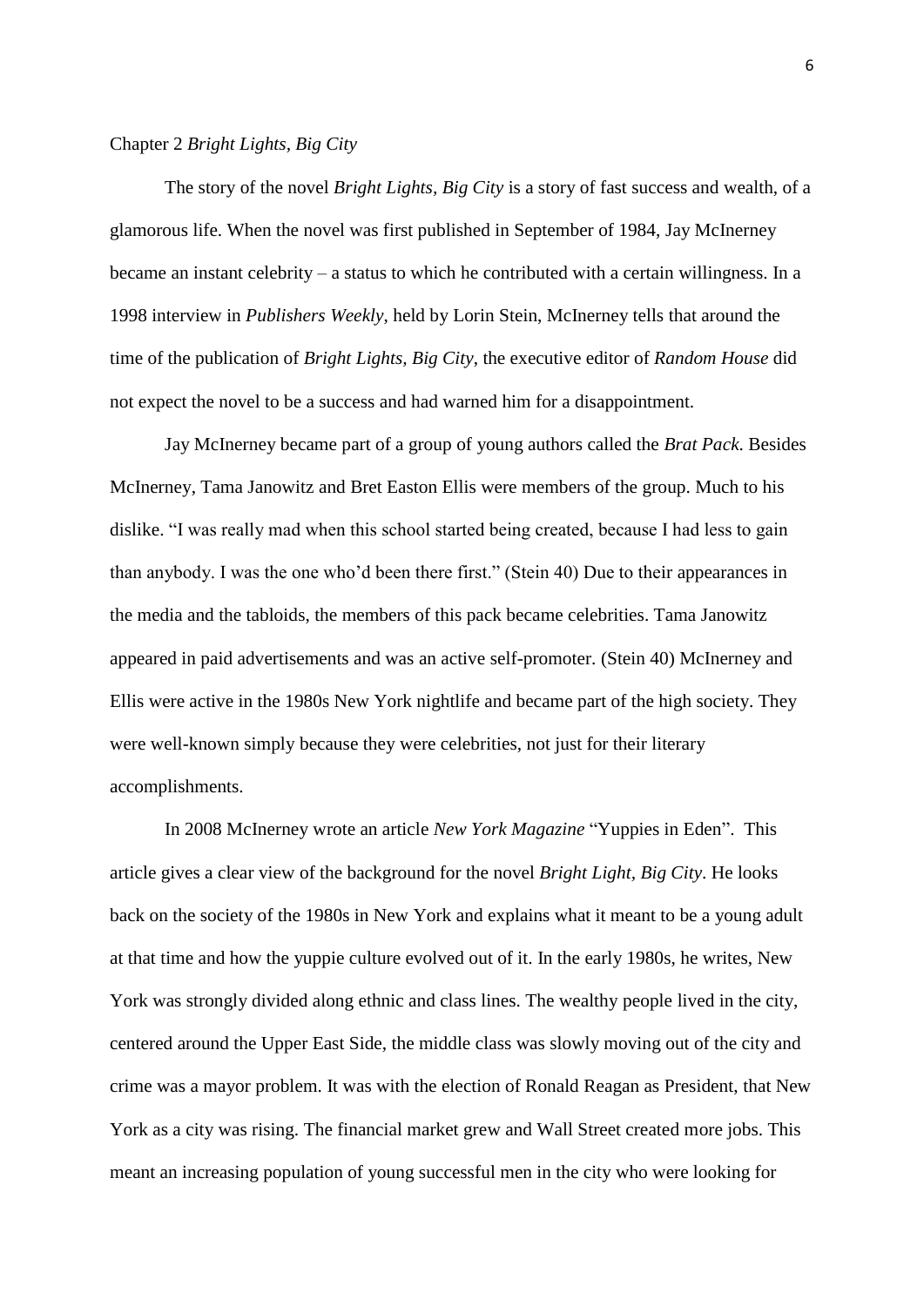## Chapter 2 *Bright Lights, Big City*

The story of the novel *Bright Lights, Big City* is a story of fast success and wealth, of a glamorous life. When the novel was first published in September of 1984, Jay McInerney became an instant celebrity – a status to which he contributed with a certain willingness. In a 1998 interview in *Publishers Weekly*, held by Lorin Stein, McInerney tells that around the time of the publication of *Bright Lights, Big City*, the executive editor of *Random House* did not expect the novel to be a success and had warned him for a disappointment.

Jay McInerney became part of a group of young authors called the *Brat Pack*. Besides McInerney, Tama Janowitz and Bret Easton Ellis were members of the group. Much to his dislike. "I was really mad when this school started being created, because I had less to gain than anybody. I was the one who'd been there first." (Stein 40) Due to their appearances in the media and the tabloids, the members of this pack became celebrities. Tama Janowitz appeared in paid advertisements and was an active self-promoter. (Stein 40) McInerney and Ellis were active in the 1980s New York nightlife and became part of the high society. They were well-known simply because they were celebrities, not just for their literary accomplishments.

In 2008 McInerney wrote an article *New York Magazine* "Yuppies in Eden". This article gives a clear view of the background for the novel *Bright Light, Big City*. He looks back on the society of the 1980s in New York and explains what it meant to be a young adult at that time and how the yuppie culture evolved out of it. In the early 1980s, he writes, New York was strongly divided along ethnic and class lines. The wealthy people lived in the city, centered around the Upper East Side, the middle class was slowly moving out of the city and crime was a mayor problem. It was with the election of Ronald Reagan as President, that New York as a city was rising. The financial market grew and Wall Street created more jobs. This meant an increasing population of young successful men in the city who were looking for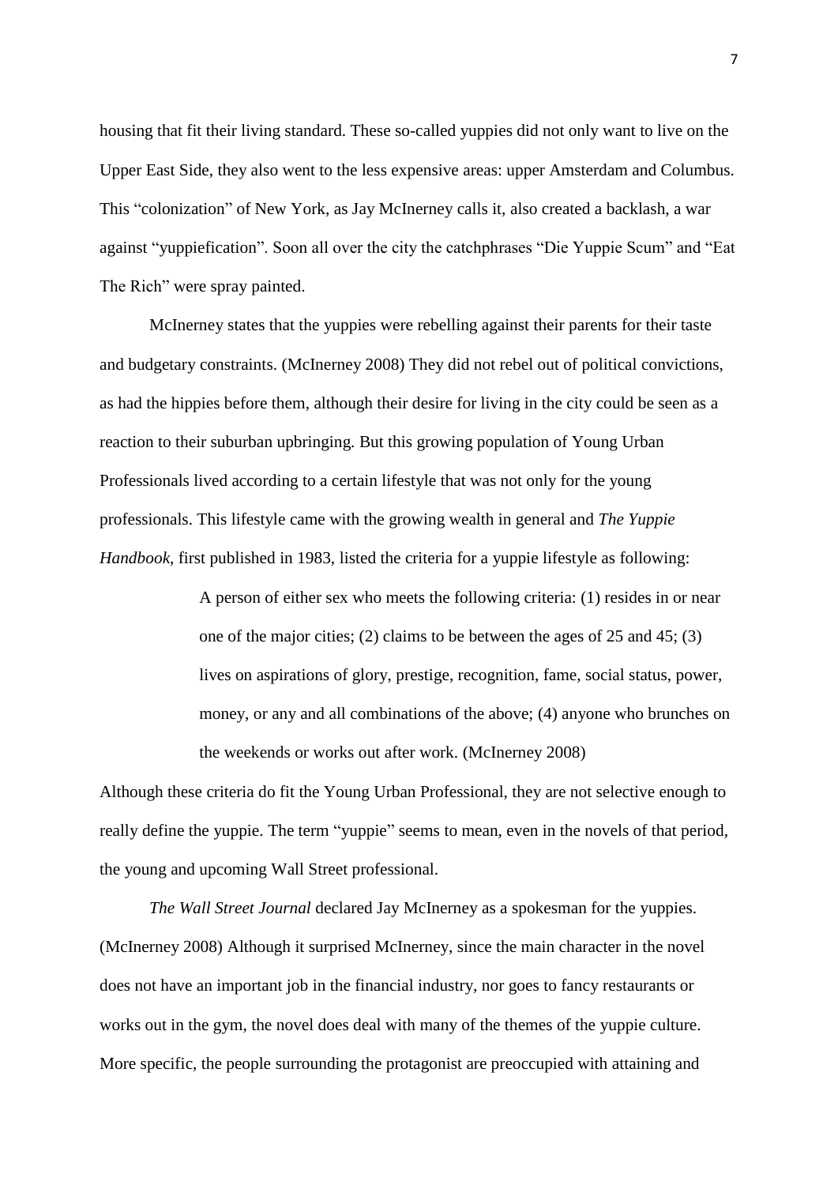housing that fit their living standard. These so-called yuppies did not only want to live on the Upper East Side, they also went to the less expensive areas: upper Amsterdam and Columbus. This "colonization" of New York, as Jay McInerney calls it, also created a backlash, a war against "yuppiefication". Soon all over the city the catchphrases "Die Yuppie Scum" and "Eat The Rich" were spray painted.

McInerney states that the yuppies were rebelling against their parents for their taste and budgetary constraints. (McInerney 2008) They did not rebel out of political convictions, as had the hippies before them, although their desire for living in the city could be seen as a reaction to their suburban upbringing. But this growing population of Young Urban Professionals lived according to a certain lifestyle that was not only for the young professionals. This lifestyle came with the growing wealth in general and *The Yuppie Handbook*, first published in 1983, listed the criteria for a yuppie lifestyle as following:

> A person of either sex who meets the following criteria: (1) resides in or near one of the major cities; (2) claims to be between the ages of 25 and 45; (3) lives on aspirations of glory, prestige, recognition, fame, social status, power, money, or any and all combinations of the above; (4) anyone who brunches on the weekends or works out after work. (McInerney 2008)

Although these criteria do fit the Young Urban Professional, they are not selective enough to really define the yuppie. The term "yuppie" seems to mean, even in the novels of that period, the young and upcoming Wall Street professional.

*The Wall Street Journal* declared Jay McInerney as a spokesman for the yuppies. (McInerney 2008) Although it surprised McInerney, since the main character in the novel does not have an important job in the financial industry, nor goes to fancy restaurants or works out in the gym, the novel does deal with many of the themes of the yuppie culture. More specific, the people surrounding the protagonist are preoccupied with attaining and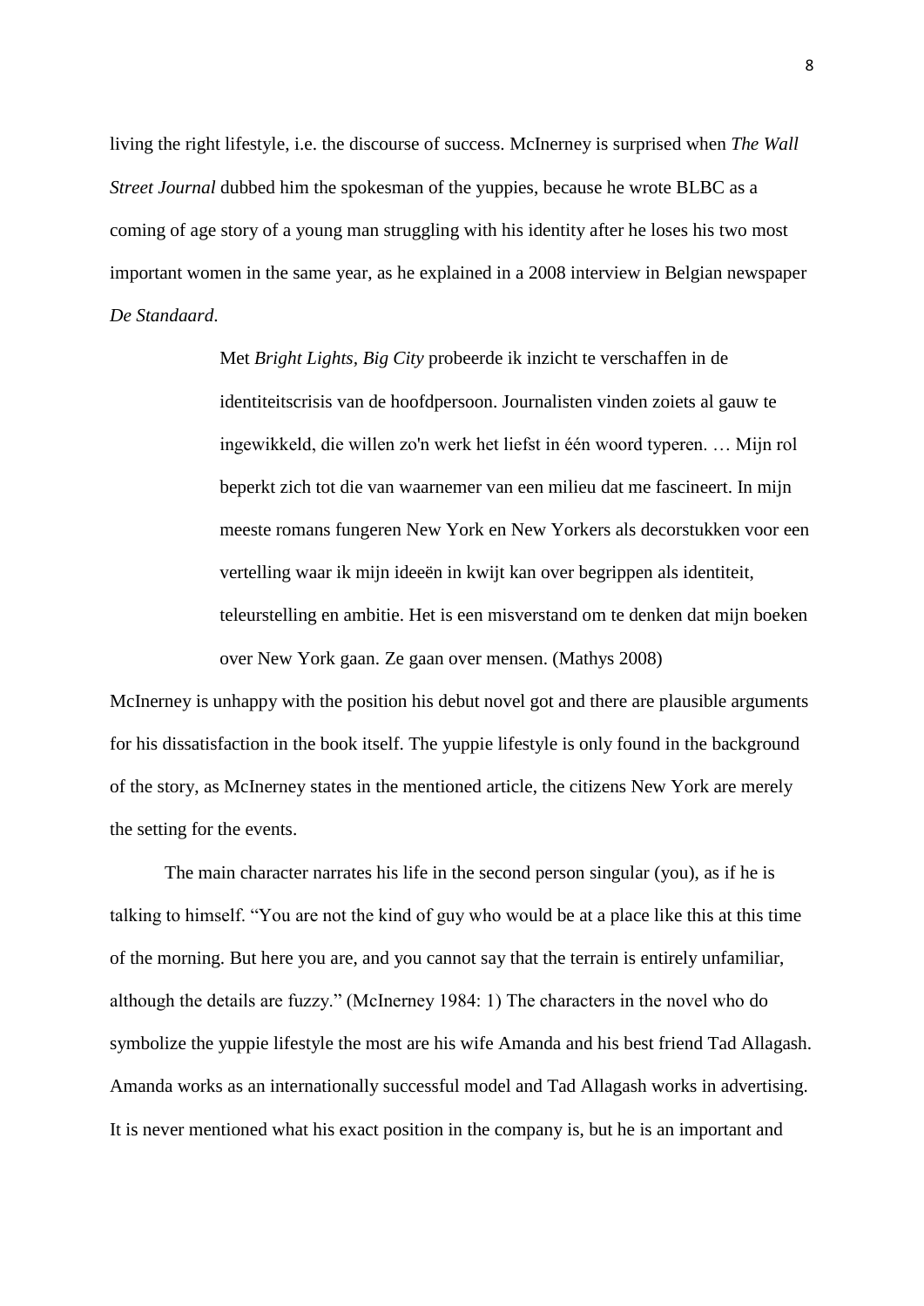living the right lifestyle, i.e. the discourse of success. McInerney is surprised when *The Wall Street Journal* dubbed him the spokesman of the yuppies, because he wrote BLBC as a coming of age story of a young man struggling with his identity after he loses his two most important women in the same year, as he explained in a 2008 interview in Belgian newspaper *De Standaard*.

> Met *Bright Lights, Big City* probeerde ik inzicht te verschaffen in de identiteitscrisis van de hoofdpersoon. Journalisten vinden zoiets al gauw te ingewikkeld, die willen zo'n werk het liefst in één woord typeren. … Mijn rol beperkt zich tot die van waarnemer van een milieu dat me fascineert. In mijn meeste romans fungeren New York en New Yorkers als decorstukken voor een vertelling waar ik mijn ideeën in kwijt kan over begrippen als identiteit, teleurstelling en ambitie. Het is een misverstand om te denken dat mijn boeken over New York gaan. Ze gaan over mensen. (Mathys 2008)

McInerney is unhappy with the position his debut novel got and there are plausible arguments for his dissatisfaction in the book itself. The yuppie lifestyle is only found in the background of the story, as McInerney states in the mentioned article, the citizens New York are merely the setting for the events.

The main character narrates his life in the second person singular (you), as if he is talking to himself. "You are not the kind of guy who would be at a place like this at this time of the morning. But here you are, and you cannot say that the terrain is entirely unfamiliar, although the details are fuzzy." (McInerney 1984: 1) The characters in the novel who do symbolize the yuppie lifestyle the most are his wife Amanda and his best friend Tad Allagash. Amanda works as an internationally successful model and Tad Allagash works in advertising. It is never mentioned what his exact position in the company is, but he is an important and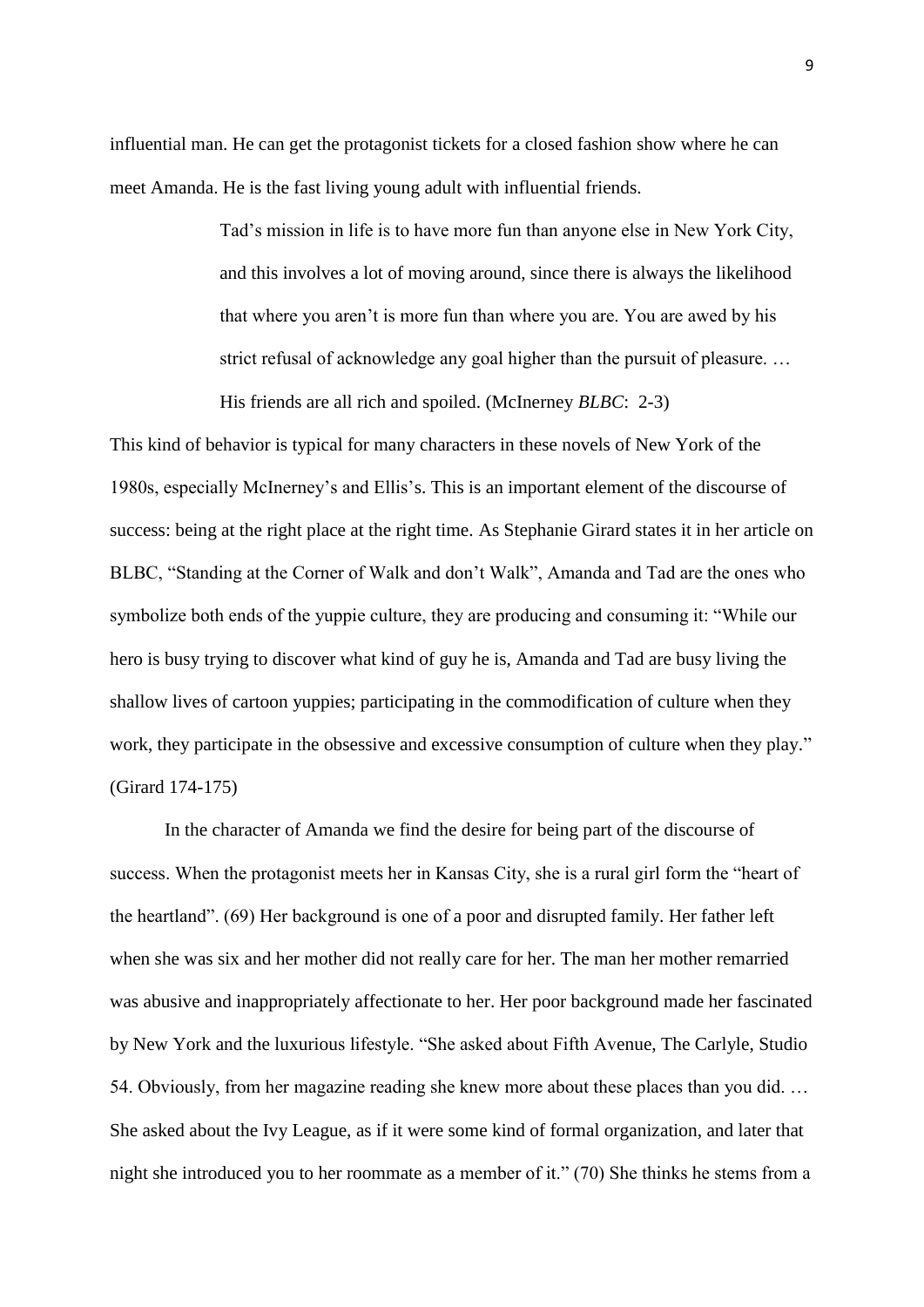influential man. He can get the protagonist tickets for a closed fashion show where he can meet Amanda. He is the fast living young adult with influential friends.

> Tad's mission in life is to have more fun than anyone else in New York City, and this involves a lot of moving around, since there is always the likelihood that where you aren't is more fun than where you are. You are awed by his strict refusal of acknowledge any goal higher than the pursuit of pleasure. … His friends are all rich and spoiled. (McInerney *BLBC*: 2-3)

This kind of behavior is typical for many characters in these novels of New York of the 1980s, especially McInerney's and Ellis's. This is an important element of the discourse of success: being at the right place at the right time. As Stephanie Girard states it in her article on BLBC, "Standing at the Corner of Walk and don't Walk", Amanda and Tad are the ones who symbolize both ends of the yuppie culture, they are producing and consuming it: "While our hero is busy trying to discover what kind of guy he is, Amanda and Tad are busy living the shallow lives of cartoon yuppies; participating in the commodification of culture when they work, they participate in the obsessive and excessive consumption of culture when they play." (Girard 174-175)

In the character of Amanda we find the desire for being part of the discourse of success. When the protagonist meets her in Kansas City, she is a rural girl form the "heart of the heartland". (69) Her background is one of a poor and disrupted family. Her father left when she was six and her mother did not really care for her. The man her mother remarried was abusive and inappropriately affectionate to her. Her poor background made her fascinated by New York and the luxurious lifestyle. "She asked about Fifth Avenue, The Carlyle, Studio 54. Obviously, from her magazine reading she knew more about these places than you did. … She asked about the Ivy League, as if it were some kind of formal organization, and later that night she introduced you to her roommate as a member of it." (70) She thinks he stems from a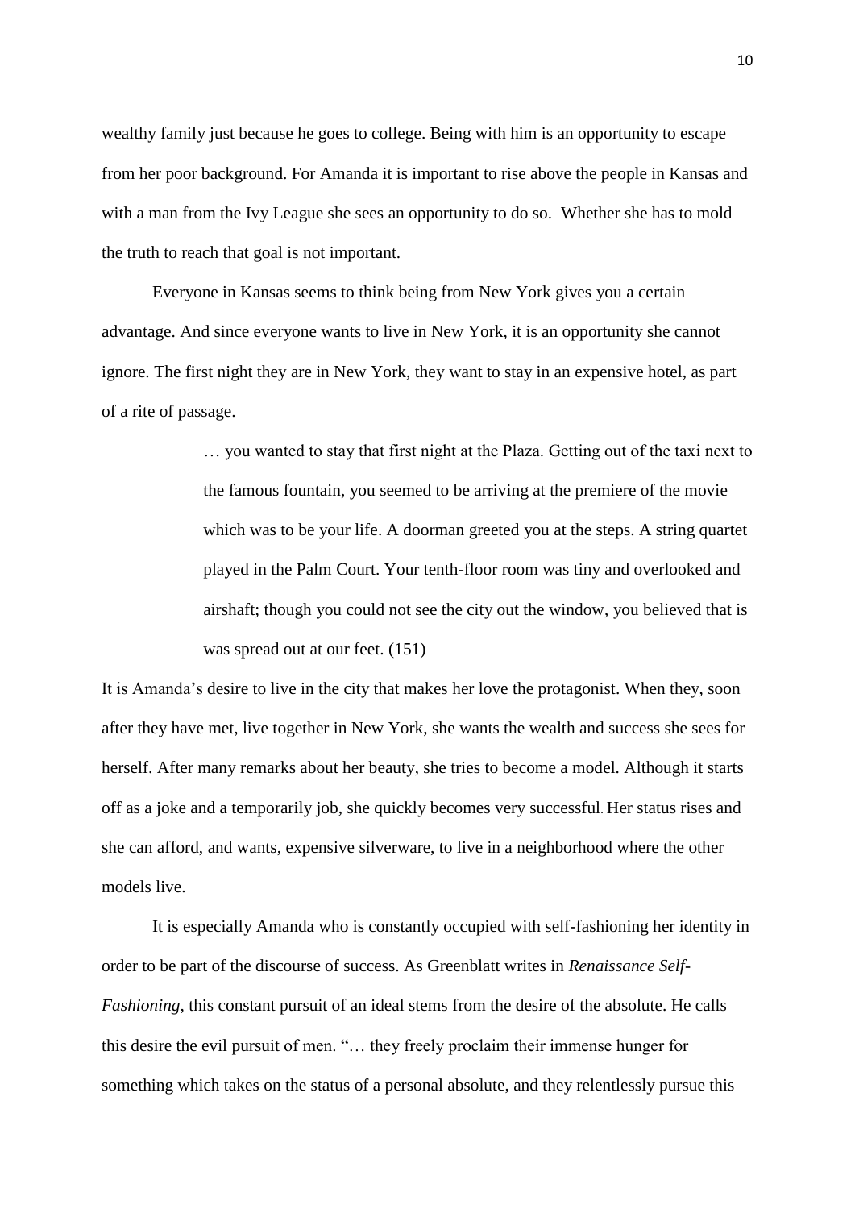wealthy family just because he goes to college. Being with him is an opportunity to escape from her poor background. For Amanda it is important to rise above the people in Kansas and with a man from the Ivy League she sees an opportunity to do so. Whether she has to mold the truth to reach that goal is not important.

Everyone in Kansas seems to think being from New York gives you a certain advantage. And since everyone wants to live in New York, it is an opportunity she cannot ignore. The first night they are in New York, they want to stay in an expensive hotel, as part of a rite of passage.

> … you wanted to stay that first night at the Plaza. Getting out of the taxi next to the famous fountain, you seemed to be arriving at the premiere of the movie which was to be your life. A doorman greeted you at the steps. A string quartet played in the Palm Court. Your tenth-floor room was tiny and overlooked and airshaft; though you could not see the city out the window, you believed that is was spread out at our feet. (151)

It is Amanda's desire to live in the city that makes her love the protagonist. When they, soon after they have met, live together in New York, she wants the wealth and success she sees for herself. After many remarks about her beauty, she tries to become a model. Although it starts off as a joke and a temporarily job, she quickly becomes very successful. Her status rises and she can afford, and wants, expensive silverware, to live in a neighborhood where the other models live.

It is especially Amanda who is constantly occupied with self-fashioning her identity in order to be part of the discourse of success. As Greenblatt writes in *Renaissance Self-Fashioning*, this constant pursuit of an ideal stems from the desire of the absolute. He calls this desire the evil pursuit of men. "… they freely proclaim their immense hunger for something which takes on the status of a personal absolute, and they relentlessly pursue this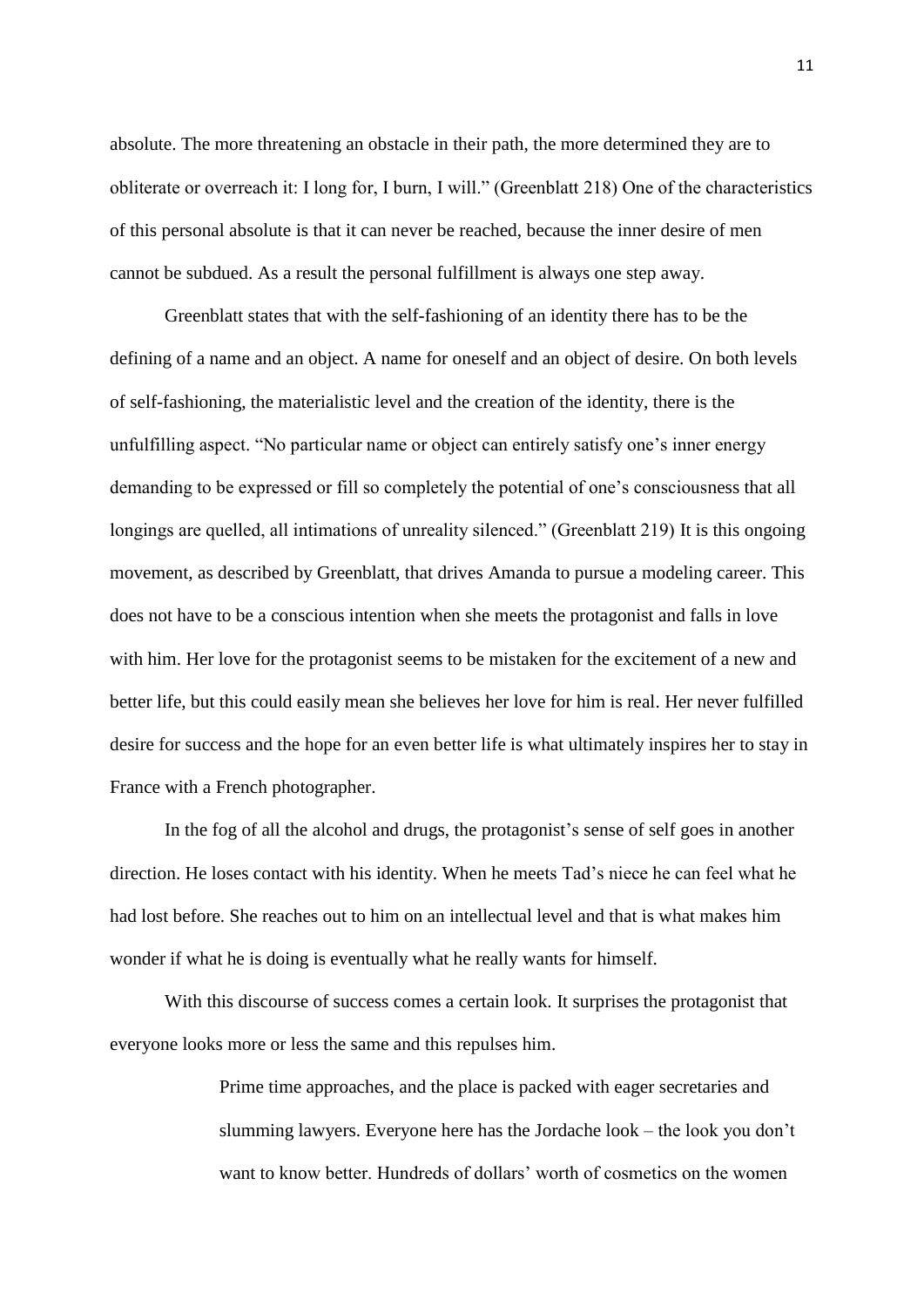absolute. The more threatening an obstacle in their path, the more determined they are to obliterate or overreach it: I long for, I burn, I will." (Greenblatt 218) One of the characteristics of this personal absolute is that it can never be reached, because the inner desire of men cannot be subdued. As a result the personal fulfillment is always one step away.

Greenblatt states that with the self-fashioning of an identity there has to be the defining of a name and an object. A name for oneself and an object of desire. On both levels of self-fashioning, the materialistic level and the creation of the identity, there is the unfulfilling aspect. "No particular name or object can entirely satisfy one's inner energy demanding to be expressed or fill so completely the potential of one's consciousness that all longings are quelled, all intimations of unreality silenced." (Greenblatt 219) It is this ongoing movement, as described by Greenblatt, that drives Amanda to pursue a modeling career. This does not have to be a conscious intention when she meets the protagonist and falls in love with him. Her love for the protagonist seems to be mistaken for the excitement of a new and better life, but this could easily mean she believes her love for him is real. Her never fulfilled desire for success and the hope for an even better life is what ultimately inspires her to stay in France with a French photographer.

In the fog of all the alcohol and drugs, the protagonist's sense of self goes in another direction. He loses contact with his identity. When he meets Tad's niece he can feel what he had lost before. She reaches out to him on an intellectual level and that is what makes him wonder if what he is doing is eventually what he really wants for himself.

With this discourse of success comes a certain look. It surprises the protagonist that everyone looks more or less the same and this repulses him.

> Prime time approaches, and the place is packed with eager secretaries and slumming lawyers. Everyone here has the Jordache look – the look you don't want to know better. Hundreds of dollars' worth of cosmetics on the women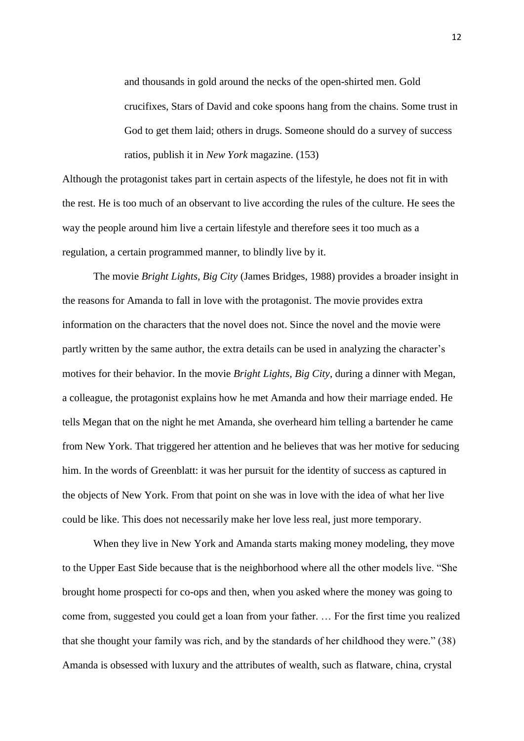> and thousands in gold around the necks of the open-shirted men. Gold crucifixes, Stars of David and coke spoons hang from the chains. Some trust in God to get them laid; others in drugs. Someone should do a survey of success ratios, publish it in *New York* magazine. (153)

Although the protagonist takes part in certain aspects of the lifestyle, he does not fit in with the rest. He is too much of an observant to live according the rules of the culture. He sees the way the people around him live a certain lifestyle and therefore sees it too much as a regulation, a certain programmed manner, to blindly live by it.

The movie *Bright Lights, Big City* (James Bridges, 1988) provides a broader insight in the reasons for Amanda to fall in love with the protagonist. The movie provides extra information on the characters that the novel does not. Since the novel and the movie were partly written by the same author, the extra details can be used in analyzing the character's motives for their behavior. In the movie *Bright Lights, Big City*, during a dinner with Megan, a colleague, the protagonist explains how he met Amanda and how their marriage ended. He tells Megan that on the night he met Amanda, she overheard him telling a bartender he came from New York. That triggered her attention and he believes that was her motive for seducing him. In the words of Greenblatt: it was her pursuit for the identity of success as captured in the objects of New York. From that point on she was in love with the idea of what her live could be like. This does not necessarily make her love less real, just more temporary.

When they live in New York and Amanda starts making money modeling, they move to the Upper East Side because that is the neighborhood where all the other models live. "She brought home prospecti for co-ops and then, when you asked where the money was going to come from, suggested you could get a loan from your father. … For the first time you realized that she thought your family was rich, and by the standards of her childhood they were." (38) Amanda is obsessed with luxury and the attributes of wealth, such as flatware, china, crystal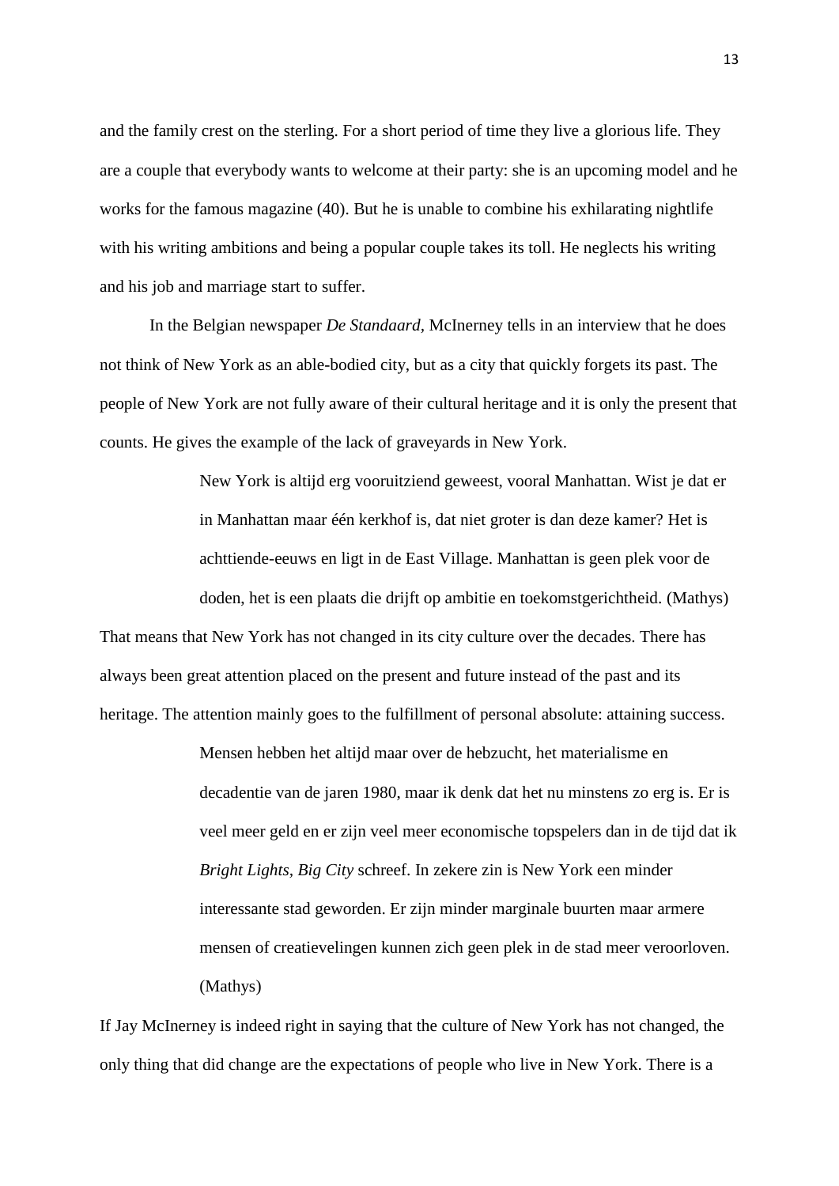and the family crest on the sterling. For a short period of time they live a glorious life. They are a couple that everybody wants to welcome at their party: she is an upcoming model and he works for the famous magazine (40). But he is unable to combine his exhilarating nightlife with his writing ambitions and being a popular couple takes its toll. He neglects his writing and his job and marriage start to suffer.

In the Belgian newspaper *De Standaard*, McInerney tells in an interview that he does not think of New York as an able-bodied city, but as a city that quickly forgets its past. The people of New York are not fully aware of their cultural heritage and it is only the present that counts. He gives the example of the lack of graveyards in New York.

> New York is altijd erg vooruitziend geweest, vooral Manhattan. Wist je dat er in Manhattan maar één kerkhof is, dat niet groter is dan deze kamer? Het is achttiende-eeuws en ligt in de East Village. Manhattan is geen plek voor de doden, het is een plaats die drijft op ambitie en toekomstgerichtheid. (Mathys)

That means that New York has not changed in its city culture over the decades. There has always been great attention placed on the present and future instead of the past and its heritage. The attention mainly goes to the fulfillment of personal absolute: attaining success.

> Mensen hebben het altijd maar over de hebzucht, het materialisme en decadentie van de jaren 1980, maar ik denk dat het nu minstens zo erg is. Er is veel meer geld en er zijn veel meer economische topspelers dan in de tijd dat ik *Bright Lights, Big City* schreef. In zekere zin is New York een minder interessante stad geworden. Er zijn minder marginale buurten maar armere mensen of creatievelingen kunnen zich geen plek in de stad meer veroorloven. (Mathys)

If Jay McInerney is indeed right in saying that the culture of New York has not changed, the only thing that did change are the expectations of people who live in New York. There is a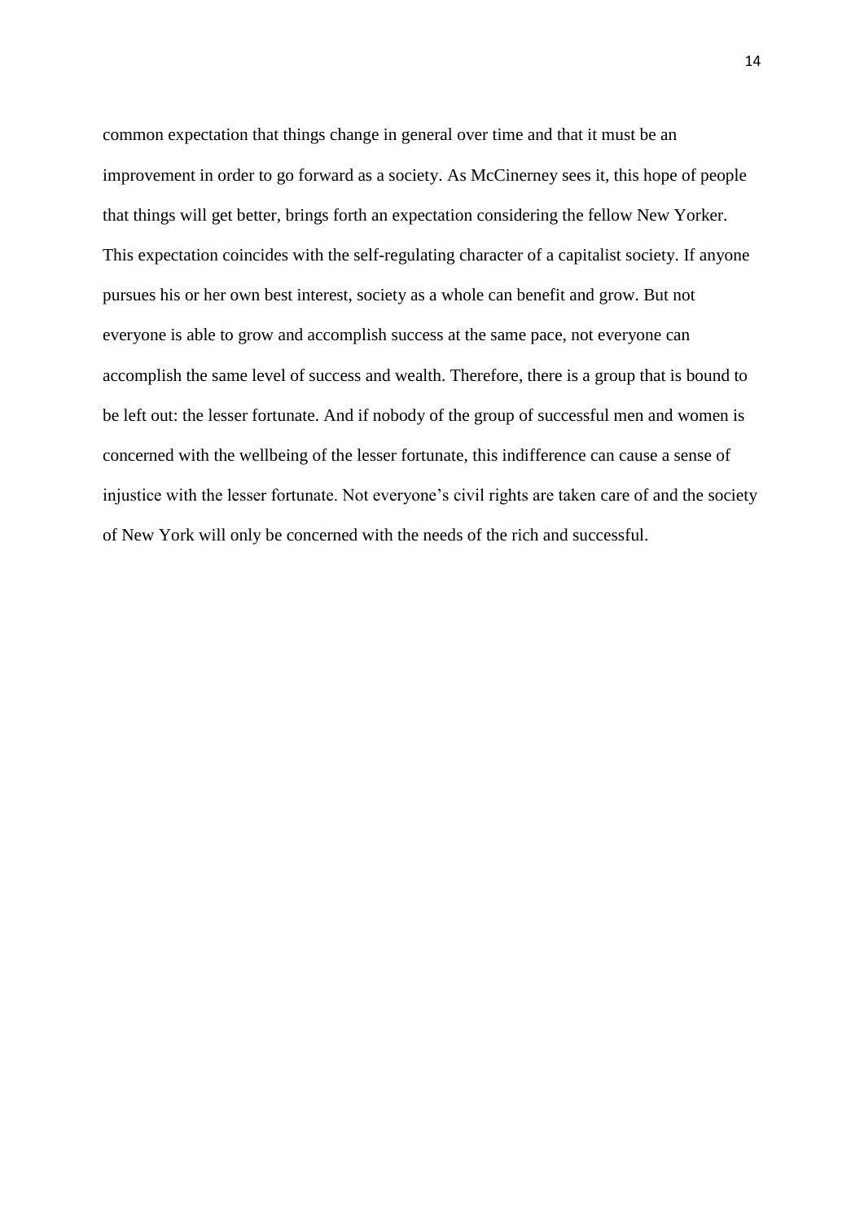common expectation that things change in general over time and that it must be an improvement in order to go forward as a society. As McCinerney sees it, this hope of people that things will get better, brings forth an expectation considering the fellow New Yorker. This expectation coincides with the self-regulating character of a capitalist society. If anyone pursues his or her own best interest, society as a whole can benefit and grow. But not everyone is able to grow and accomplish success at the same pace, not everyone can accomplish the same level of success and wealth. Therefore, there is a group that is bound to be left out: the lesser fortunate. And if nobody of the group of successful men and women is concerned with the wellbeing of the lesser fortunate, this indifference can cause a sense of injustice with the lesser fortunate. Not everyone's civil rights are taken care of and the society of New York will only be concerned with the needs of the rich and successful.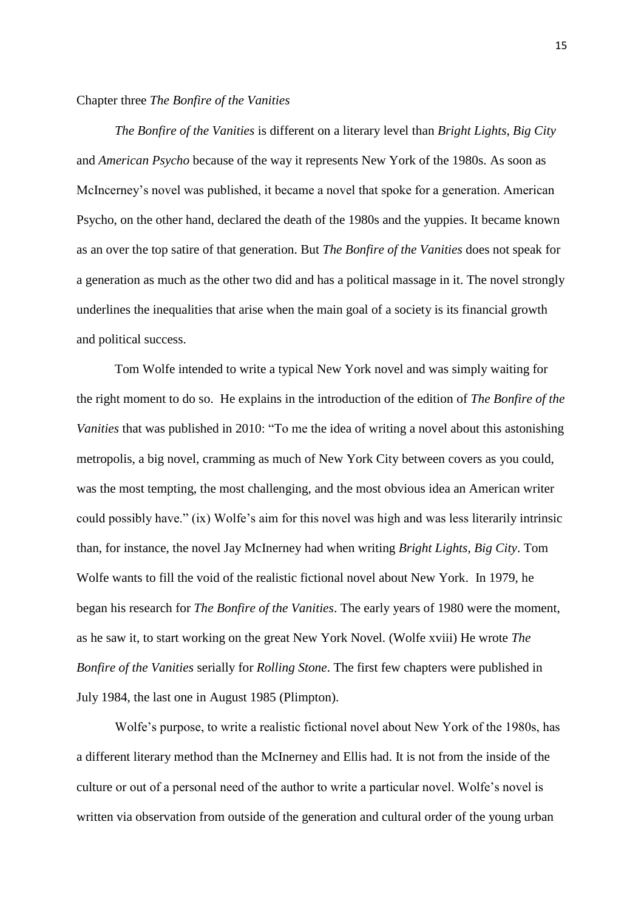Chapter three *The Bonfire of the Vanities*

*The Bonfire of the Vanities* is different on a literary level than *Bright Lights, Big City* and *American Psycho* because of the way it represents New York of the 1980s. As soon as McIncerney's novel was published, it became a novel that spoke for a generation. American Psycho, on the other hand, declared the death of the 1980s and the yuppies. It became known as an over the top satire of that generation. But *The Bonfire of the Vanities* does not speak for a generation as much as the other two did and has a political massage in it. The novel strongly underlines the inequalities that arise when the main goal of a society is its financial growth and political success.

Tom Wolfe intended to write a typical New York novel and was simply waiting for the right moment to do so. He explains in the introduction of the edition of *The Bonfire of the Vanities* that was published in 2010: "To me the idea of writing a novel about this astonishing metropolis, a big novel, cramming as much of New York City between covers as you could, was the most tempting, the most challenging, and the most obvious idea an American writer could possibly have." (ix) Wolfe's aim for this novel was high and was less literarily intrinsic than, for instance, the novel Jay McInerney had when writing *Bright Lights, Big City*. Tom Wolfe wants to fill the void of the realistic fictional novel about New York. In 1979, he began his research for *The Bonfire of the Vanities*. The early years of 1980 were the moment, as he saw it, to start working on the great New York Novel. (Wolfe xviii) He wrote *The Bonfire of the Vanities* serially for *Rolling Stone*. The first few chapters were published in July 1984, the last one in August 1985 (Plimpton).

Wolfe's purpose, to write a realistic fictional novel about New York of the 1980s, has a different literary method than the McInerney and Ellis had. It is not from the inside of the culture or out of a personal need of the author to write a particular novel. Wolfe's novel is written via observation from outside of the generation and cultural order of the young urban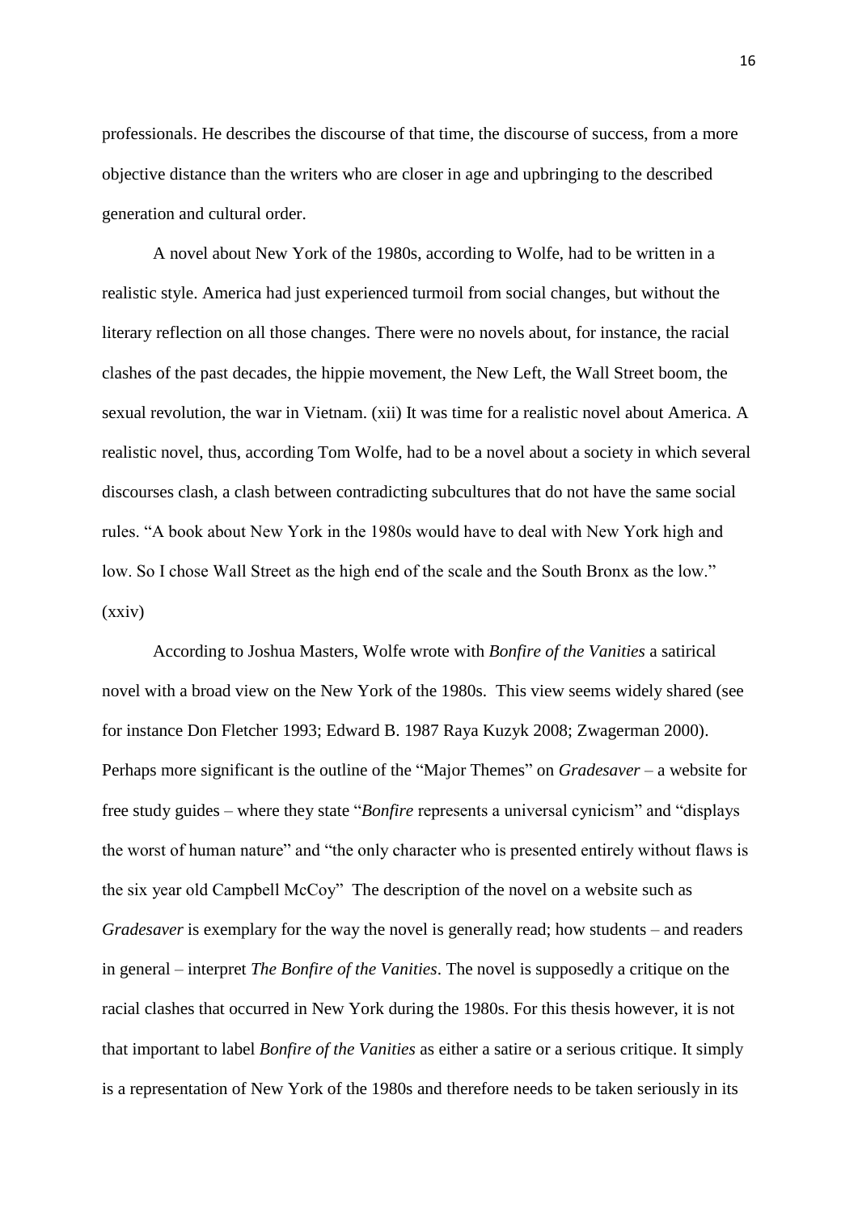professionals. He describes the discourse of that time, the discourse of success, from a more objective distance than the writers who are closer in age and upbringing to the described generation and cultural order.

A novel about New York of the 1980s, according to Wolfe, had to be written in a realistic style. America had just experienced turmoil from social changes, but without the literary reflection on all those changes. There were no novels about, for instance, the racial clashes of the past decades, the hippie movement, the New Left, the Wall Street boom, the sexual revolution, the war in Vietnam. (xii) It was time for a realistic novel about America. A realistic novel, thus, according Tom Wolfe, had to be a novel about a society in which several discourses clash, a clash between contradicting subcultures that do not have the same social rules. "A book about New York in the 1980s would have to deal with New York high and low. So I chose Wall Street as the high end of the scale and the South Bronx as the low." (xxiv)

According to Joshua Masters, Wolfe wrote with *Bonfire of the Vanities* a satirical novel with a broad view on the New York of the 1980s. This view seems widely shared (see for instance Don Fletcher 1993; Edward B. 1987 Raya Kuzyk 2008; Zwagerman 2000). Perhaps more significant is the outline of the "Major Themes" on *Gradesaver* – a website for free study guides – where they state "*Bonfire* represents a universal cynicism" and "displays the worst of human nature" and "the only character who is presented entirely without flaws is the six year old Campbell McCoy" The description of the novel on a website such as *Gradesaver* is exemplary for the way the novel is generally read; how students – and readers in general – interpret *The Bonfire of the Vanities*. The novel is supposedly a critique on the racial clashes that occurred in New York during the 1980s. For this thesis however, it is not that important to label *Bonfire of the Vanities* as either a satire or a serious critique. It simply is a representation of New York of the 1980s and therefore needs to be taken seriously in its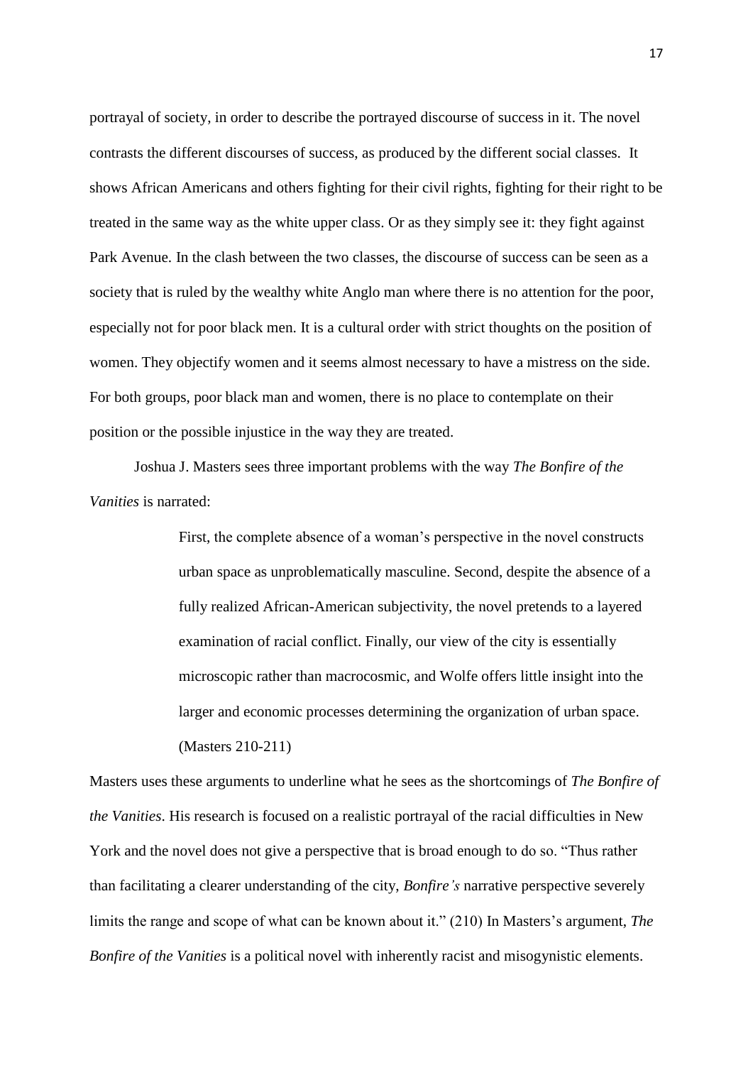portrayal of society, in order to describe the portrayed discourse of success in it. The novel contrasts the different discourses of success, as produced by the different social classes. It shows African Americans and others fighting for their civil rights, fighting for their right to be treated in the same way as the white upper class. Or as they simply see it: they fight against Park Avenue. In the clash between the two classes, the discourse of success can be seen as a society that is ruled by the wealthy white Anglo man where there is no attention for the poor, especially not for poor black men. It is a cultural order with strict thoughts on the position of women. They objectify women and it seems almost necessary to have a mistress on the side. For both groups, poor black man and women, there is no place to contemplate on their position or the possible injustice in the way they are treated.

Joshua J. Masters sees three important problems with the way *The Bonfire of the Vanities* is narrated:

> First, the complete absence of a woman's perspective in the novel constructs urban space as unproblematically masculine. Second, despite the absence of a fully realized African-American subjectivity, the novel pretends to a layered examination of racial conflict. Finally, our view of the city is essentially microscopic rather than macrocosmic, and Wolfe offers little insight into the larger and economic processes determining the organization of urban space. (Masters 210-211)

Masters uses these arguments to underline what he sees as the shortcomings of *The Bonfire of the Vanities*. His research is focused on a realistic portrayal of the racial difficulties in New York and the novel does not give a perspective that is broad enough to do so. "Thus rather than facilitating a clearer understanding of the city, *Bonfire's* narrative perspective severely limits the range and scope of what can be known about it." (210) In Masters's argument, *The Bonfire of the Vanities* is a political novel with inherently racist and misogynistic elements.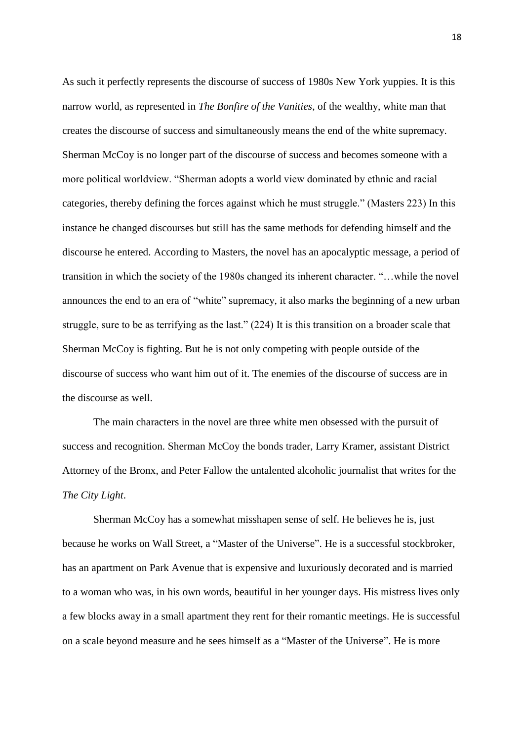As such it perfectly represents the discourse of success of 1980s New York yuppies. It is this narrow world, as represented in *The Bonfire of the Vanities*, of the wealthy, white man that creates the discourse of success and simultaneously means the end of the white supremacy. Sherman McCoy is no longer part of the discourse of success and becomes someone with a more political worldview. "Sherman adopts a world view dominated by ethnic and racial categories, thereby defining the forces against which he must struggle." (Masters 223) In this instance he changed discourses but still has the same methods for defending himself and the discourse he entered. According to Masters, the novel has an apocalyptic message, a period of transition in which the society of the 1980s changed its inherent character. "…while the novel announces the end to an era of "white" supremacy, it also marks the beginning of a new urban struggle, sure to be as terrifying as the last." (224) It is this transition on a broader scale that Sherman McCoy is fighting. But he is not only competing with people outside of the discourse of success who want him out of it. The enemies of the discourse of success are in the discourse as well.

The main characters in the novel are three white men obsessed with the pursuit of success and recognition. Sherman McCoy the bonds trader, Larry Kramer, assistant District Attorney of the Bronx, and Peter Fallow the untalented alcoholic journalist that writes for the *The City Light*.

Sherman McCoy has a somewhat misshapen sense of self. He believes he is, just because he works on Wall Street, a "Master of the Universe". He is a successful stockbroker, has an apartment on Park Avenue that is expensive and luxuriously decorated and is married to a woman who was, in his own words, beautiful in her younger days. His mistress lives only a few blocks away in a small apartment they rent for their romantic meetings. He is successful on a scale beyond measure and he sees himself as a "Master of the Universe". He is more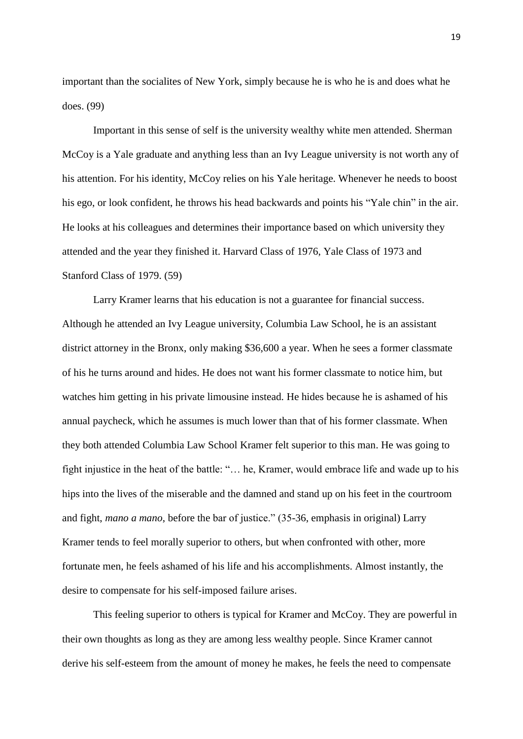important than the socialites of New York, simply because he is who he is and does what he does. (99)

Important in this sense of self is the university wealthy white men attended. Sherman McCoy is a Yale graduate and anything less than an Ivy League university is not worth any of his attention. For his identity, McCoy relies on his Yale heritage. Whenever he needs to boost his ego, or look confident, he throws his head backwards and points his "Yale chin" in the air. He looks at his colleagues and determines their importance based on which university they attended and the year they finished it. Harvard Class of 1976, Yale Class of 1973 and Stanford Class of 1979. (59)

Larry Kramer learns that his education is not a guarantee for financial success. Although he attended an Ivy League university, Columbia Law School, he is an assistant district attorney in the Bronx, only making $36,600 a year. When he sees a former classmate of his he turns around and hides. He does not want his former classmate to notice him, but watches him getting in his private limousine instead. He hides because he is ashamed of his annual paycheck, which he assumes is much lower than that of his former classmate. When they both attended Columbia Law School Kramer felt superior to this man. He was going to fight injustice in the heat of the battle: "… he, Kramer, would embrace life and wade up to his hips into the lives of the miserable and the damned and stand up on his feet in the courtroom and fight, *mano a mano*, before the bar of justice." (35-36, emphasis in original) Larry Kramer tends to feel morally superior to others, but when confronted with other, more fortunate men, he feels ashamed of his life and his accomplishments. Almost instantly, the desire to compensate for his self-imposed failure arises.

This feeling superior to others is typical for Kramer and McCoy. They are powerful in their own thoughts as long as they are among less wealthy people. Since Kramer cannot derive his self-esteem from the amount of money he makes, he feels the need to compensate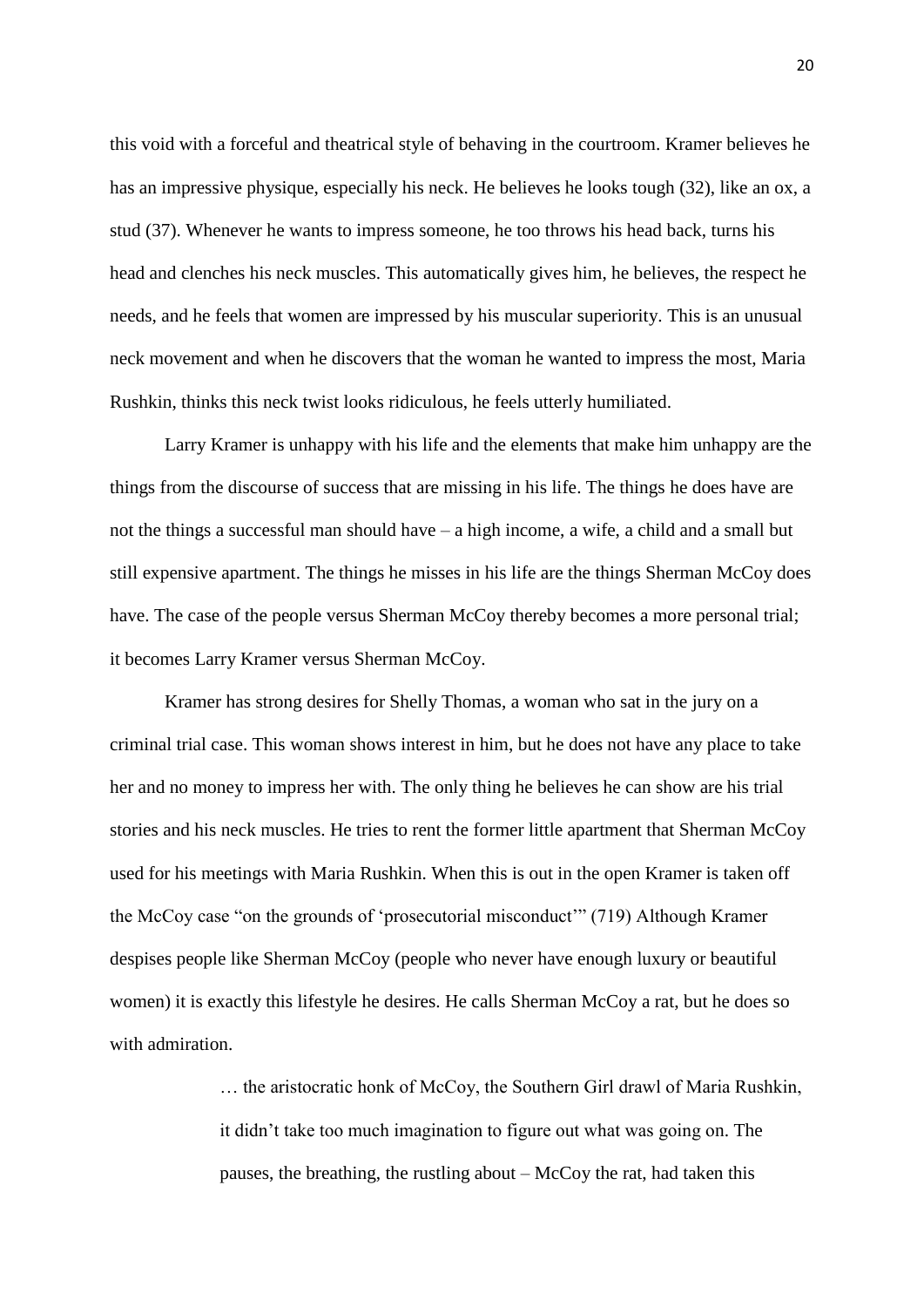this void with a forceful and theatrical style of behaving in the courtroom. Kramer believes he has an impressive physique, especially his neck. He believes he looks tough (32), like an ox, a stud (37). Whenever he wants to impress someone, he too throws his head back, turns his head and clenches his neck muscles. This automatically gives him, he believes, the respect he needs, and he feels that women are impressed by his muscular superiority. This is an unusual neck movement and when he discovers that the woman he wanted to impress the most, Maria Rushkin, thinks this neck twist looks ridiculous, he feels utterly humiliated.

Larry Kramer is unhappy with his life and the elements that make him unhappy are the things from the discourse of success that are missing in his life. The things he does have are not the things a successful man should have – a high income, a wife, a child and a small but still expensive apartment. The things he misses in his life are the things Sherman McCoy does have. The case of the people versus Sherman McCoy thereby becomes a more personal trial; it becomes Larry Kramer versus Sherman McCoy.

Kramer has strong desires for Shelly Thomas, a woman who sat in the jury on a criminal trial case. This woman shows interest in him, but he does not have any place to take her and no money to impress her with. The only thing he believes he can show are his trial stories and his neck muscles. He tries to rent the former little apartment that Sherman McCoy used for his meetings with Maria Rushkin. When this is out in the open Kramer is taken off the McCoy case "on the grounds of 'prosecutorial misconduct'" (719) Although Kramer despises people like Sherman McCoy (people who never have enough luxury or beautiful women) it is exactly this lifestyle he desires. He calls Sherman McCoy a rat, but he does so with admiration.

> … the aristocratic honk of McCoy, the Southern Girl drawl of Maria Rushkin, it didn't take too much imagination to figure out what was going on. The pauses, the breathing, the rustling about – McCoy the rat, had taken this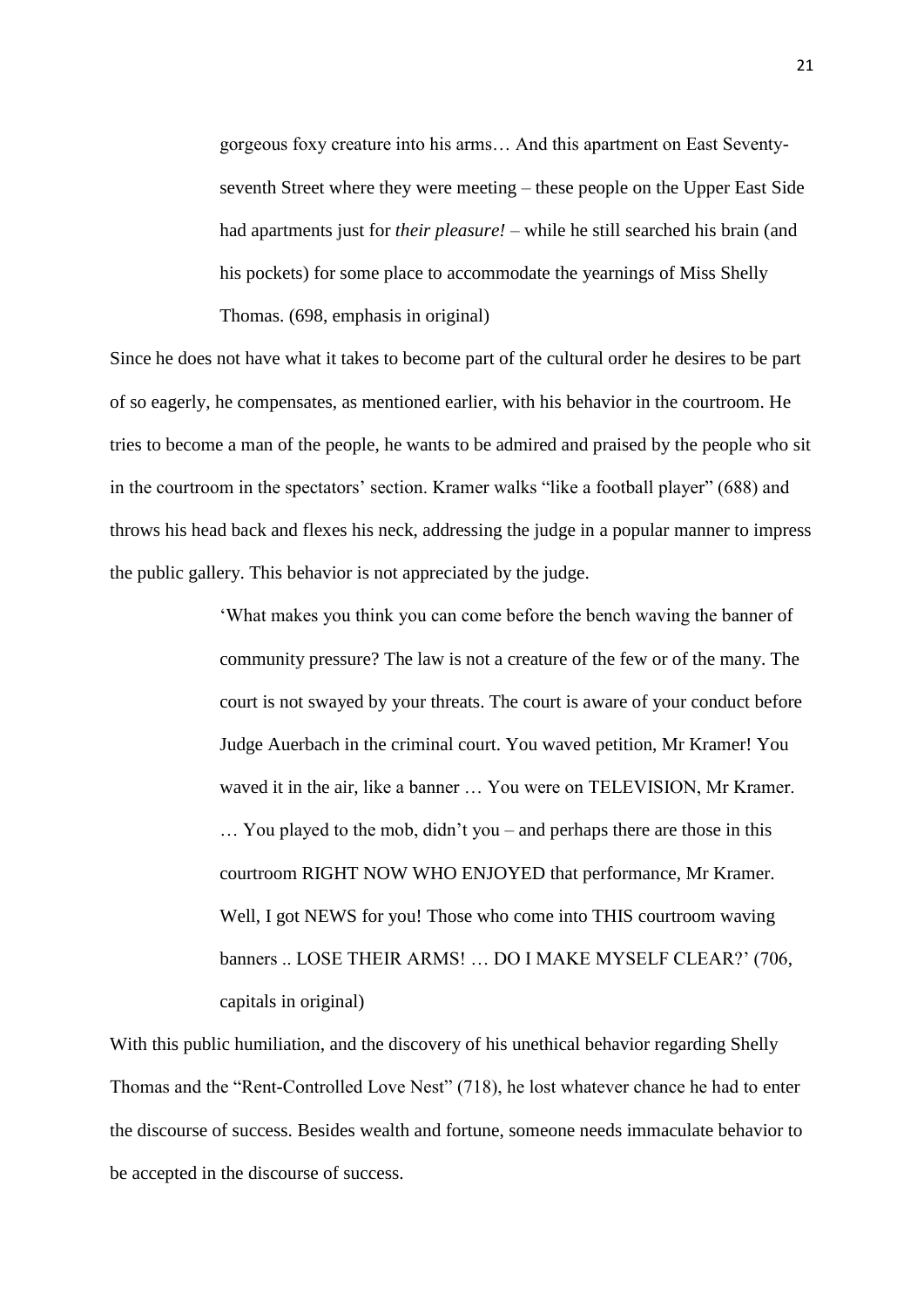> gorgeous foxy creature into his arms… And this apartment on East Seventy-seventh Street where they were meeting – these people on the Upper East Side had apartments just for *their pleasure!* – while he still searched his brain (and his pockets) for some place to accommodate the yearnings of Miss Shelly Thomas. (698, emphasis in original)

Since he does not have what it takes to become part of the cultural order he desires to be part of so eagerly, he compensates, as mentioned earlier, with his behavior in the courtroom. He tries to become a man of the people, he wants to be admired and praised by the people who sit in the courtroom in the spectators' section. Kramer walks "like a football player" (688) and throws his head back and flexes his neck, addressing the judge in a popular manner to impress the public gallery. This behavior is not appreciated by the judge.

> 'What makes you think you can come before the bench waving the banner of community pressure? The law is not a creature of the few or of the many. The court is not swayed by your threats. The court is aware of your conduct before Judge Auerbach in the criminal court. You waved petition, Mr Kramer! You waved it in the air, like a banner … You were on TELEVISION, Mr Kramer. … You played to the mob, didn't you – and perhaps there are those in this courtroom RIGHT NOW WHO ENJOYED that performance, Mr Kramer. Well, I got NEWS for you! Those who come into THIS courtroom waving banners .. LOSE THEIR ARMS! … DO I MAKE MYSELF CLEAR?' (706, capitals in original)

With this public humiliation, and the discovery of his unethical behavior regarding Shelly Thomas and the "Rent-Controlled Love Nest" (718), he lost whatever chance he had to enter the discourse of success. Besides wealth and fortune, someone needs immaculate behavior to be accepted in the discourse of success.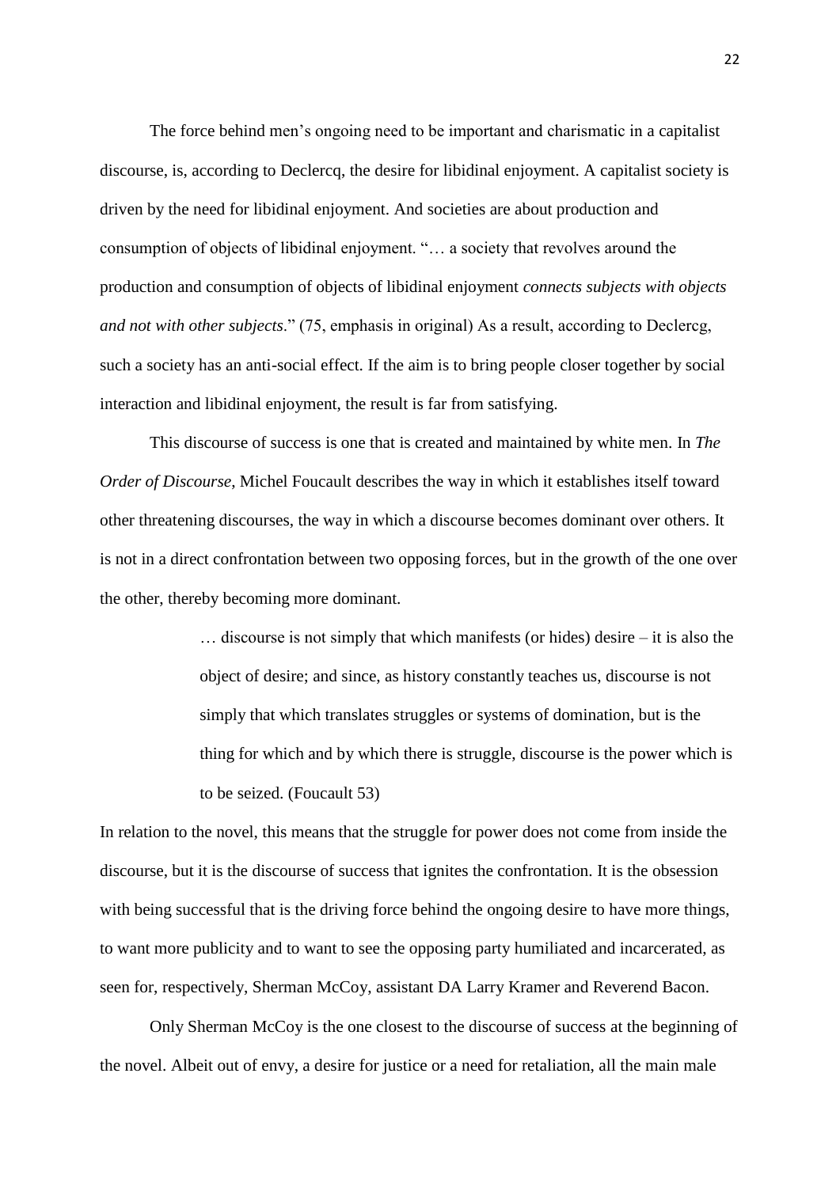The force behind men's ongoing need to be important and charismatic in a capitalist discourse, is, according to Declercq, the desire for libidinal enjoyment. A capitalist society is driven by the need for libidinal enjoyment. And societies are about production and consumption of objects of libidinal enjoyment. "… a society that revolves around the production and consumption of objects of libidinal enjoyment *connects subjects with objects and not with other subjects*." (75, emphasis in original) As a result, according to Declercg, such a society has an anti-social effect. If the aim is to bring people closer together by social interaction and libidinal enjoyment, the result is far from satisfying.

This discourse of success is one that is created and maintained by white men. In *The Order of Discourse*, Michel Foucault describes the way in which it establishes itself toward other threatening discourses, the way in which a discourse becomes dominant over others. It is not in a direct confrontation between two opposing forces, but in the growth of the one over the other, thereby becoming more dominant.

> … discourse is not simply that which manifests (or hides) desire – it is also the object of desire; and since, as history constantly teaches us, discourse is not simply that which translates struggles or systems of domination, but is the thing for which and by which there is struggle, discourse is the power which is to be seized. (Foucault 53)

In relation to the novel, this means that the struggle for power does not come from inside the discourse, but it is the discourse of success that ignites the confrontation. It is the obsession with being successful that is the driving force behind the ongoing desire to have more things, to want more publicity and to want to see the opposing party humiliated and incarcerated, as seen for, respectively, Sherman McCoy, assistant DA Larry Kramer and Reverend Bacon.

Only Sherman McCoy is the one closest to the discourse of success at the beginning of the novel. Albeit out of envy, a desire for justice or a need for retaliation, all the main male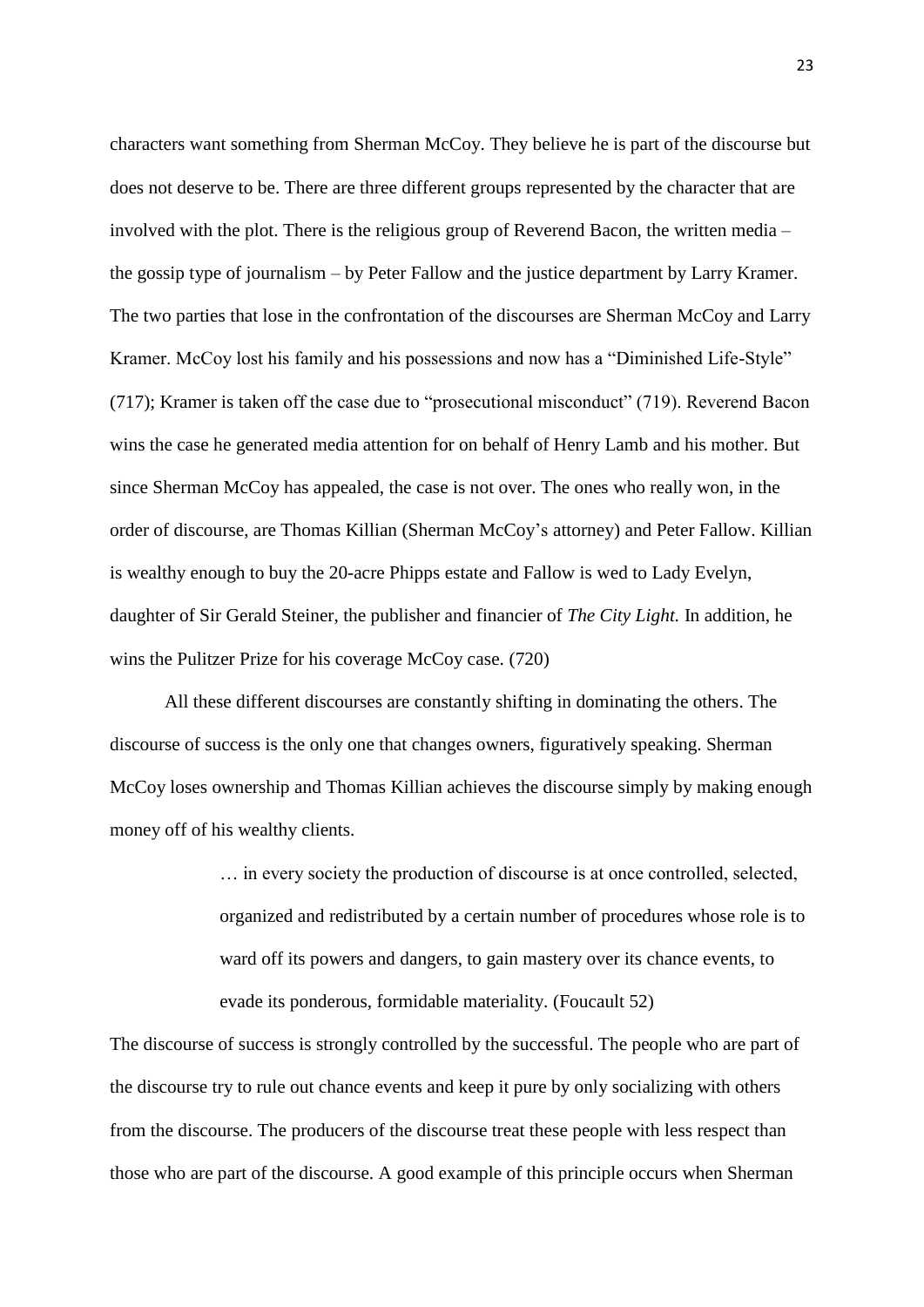characters want something from Sherman McCoy. They believe he is part of the discourse but does not deserve to be. There are three different groups represented by the character that are involved with the plot. There is the religious group of Reverend Bacon, the written media – the gossip type of journalism – by Peter Fallow and the justice department by Larry Kramer. The two parties that lose in the confrontation of the discourses are Sherman McCoy and Larry Kramer. McCoy lost his family and his possessions and now has a "Diminished Life-Style" (717); Kramer is taken off the case due to "prosecutional misconduct" (719). Reverend Bacon wins the case he generated media attention for on behalf of Henry Lamb and his mother. But since Sherman McCoy has appealed, the case is not over. The ones who really won, in the order of discourse, are Thomas Killian (Sherman McCoy's attorney) and Peter Fallow. Killian is wealthy enough to buy the 20-acre Phipps estate and Fallow is wed to Lady Evelyn, daughter of Sir Gerald Steiner, the publisher and financier of *The City Light.* In addition, he wins the Pulitzer Prize for his coverage McCoy case. (720)

All these different discourses are constantly shifting in dominating the others. The discourse of success is the only one that changes owners, figuratively speaking. Sherman McCoy loses ownership and Thomas Killian achieves the discourse simply by making enough money off of his wealthy clients.

> … in every society the production of discourse is at once controlled, selected, organized and redistributed by a certain number of procedures whose role is to ward off its powers and dangers, to gain mastery over its chance events, to evade its ponderous, formidable materiality. (Foucault 52)

The discourse of success is strongly controlled by the successful. The people who are part of the discourse try to rule out chance events and keep it pure by only socializing with others from the discourse. The producers of the discourse treat these people with less respect than those who are part of the discourse. A good example of this principle occurs when Sherman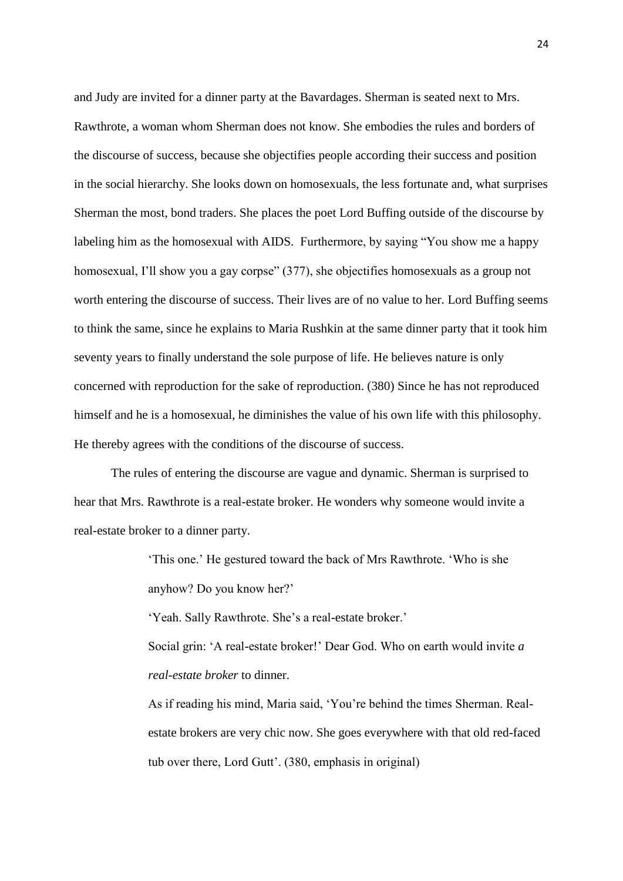and Judy are invited for a dinner party at the Bavardages. Sherman is seated next to Mrs. Rawthrote, a woman whom Sherman does not know. She embodies the rules and borders of the discourse of success, because she objectifies people according their success and position in the social hierarchy. She looks down on homosexuals, the less fortunate and, what surprises Sherman the most, bond traders. She places the poet Lord Buffing outside of the discourse by labeling him as the homosexual with AIDS. Furthermore, by saying "You show me a happy homosexual, I'll show you a gay corpse" (377), she objectifies homosexuals as a group not worth entering the discourse of success. Their lives are of no value to her. Lord Buffing seems to think the same, since he explains to Maria Rushkin at the same dinner party that it took him seventy years to finally understand the sole purpose of life. He believes nature is only concerned with reproduction for the sake of reproduction. (380) Since he has not reproduced himself and he is a homosexual, he diminishes the value of his own life with this philosophy. He thereby agrees with the conditions of the discourse of success.

The rules of entering the discourse are vague and dynamic. Sherman is surprised to hear that Mrs. Rawthrote is a real-estate broker. He wonders why someone would invite a real-estate broker to a dinner party.

> 'This one.' He gestured toward the back of Mrs Rawthrote. 'Who is she anyhow? Do you know her?'
>
> 'Yeah. Sally Rawthrote. She's a real-estate broker.'
>
> Social grin: 'A real-estate broker!' Dear God. Who on earth would invite *a real-estate broker* to dinner.
>
> As if reading his mind, Maria said, 'You're behind the times Sherman. Real-estate brokers are very chic now. She goes everywhere with that old red-faced tub over there, Lord Gutt'. (380, emphasis in original)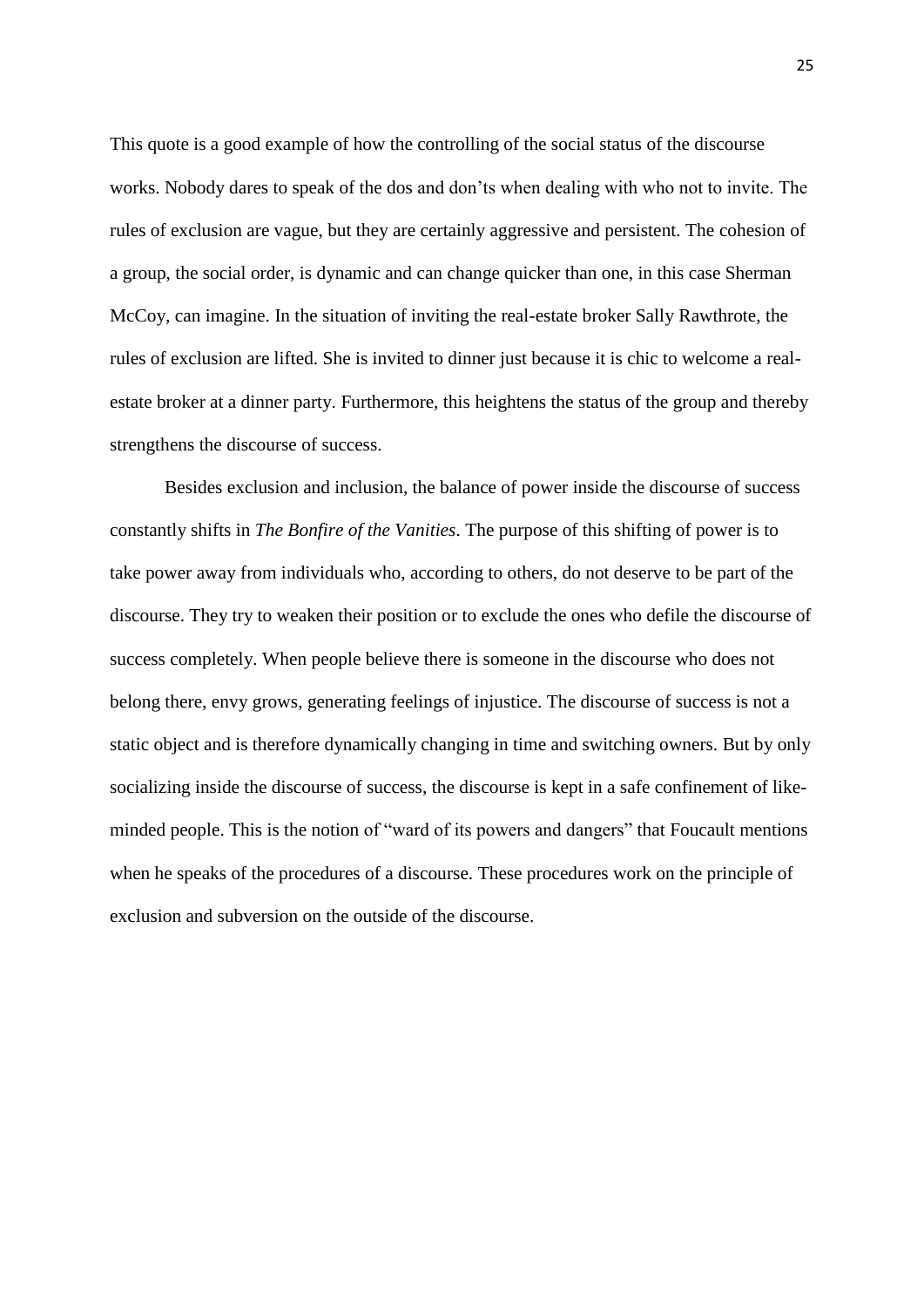This quote is a good example of how the controlling of the social status of the discourse works. Nobody dares to speak of the dos and don'ts when dealing with who not to invite. The rules of exclusion are vague, but they are certainly aggressive and persistent. The cohesion of a group, the social order, is dynamic and can change quicker than one, in this case Sherman McCoy, can imagine. In the situation of inviting the real-estate broker Sally Rawthrote, the rules of exclusion are lifted. She is invited to dinner just because it is chic to welcome a real-estate broker at a dinner party. Furthermore, this heightens the status of the group and thereby strengthens the discourse of success.

Besides exclusion and inclusion, the balance of power inside the discourse of success constantly shifts in *The Bonfire of the Vanities*. The purpose of this shifting of power is to take power away from individuals who, according to others, do not deserve to be part of the discourse. They try to weaken their position or to exclude the ones who defile the discourse of success completely. When people believe there is someone in the discourse who does not belong there, envy grows, generating feelings of injustice. The discourse of success is not a static object and is therefore dynamically changing in time and switching owners. But by only socializing inside the discourse of success, the discourse is kept in a safe confinement of like-minded people. This is the notion of "ward of its powers and dangers" that Foucault mentions when he speaks of the procedures of a discourse. These procedures work on the principle of exclusion and subversion on the outside of the discourse.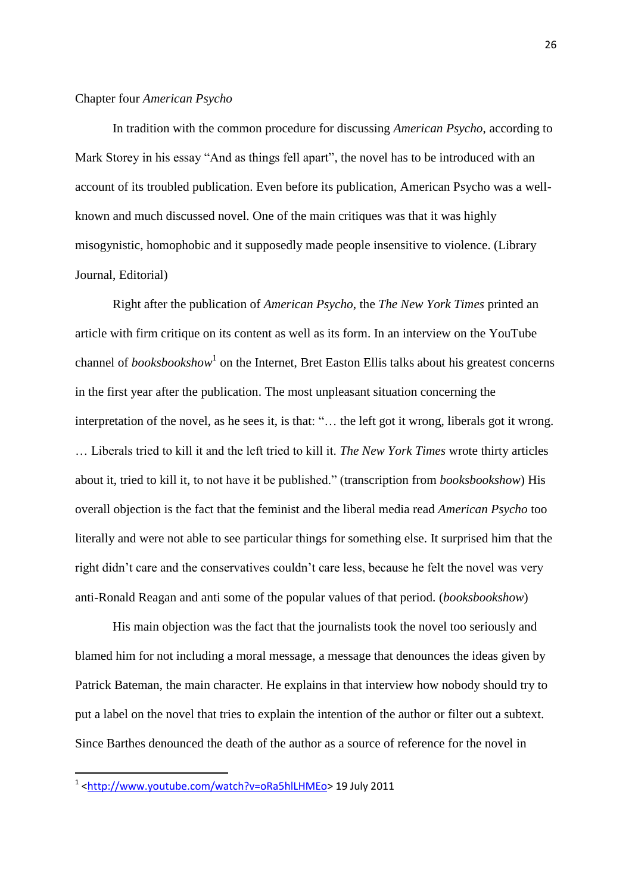# Chapter four *American Psycho*

In tradition with the common procedure for discussing *American Psycho*, according to Mark Storey in his essay "And as things fell apart", the novel has to be introduced with an account of its troubled publication. Even before its publication, American Psycho was a well-known and much discussed novel. One of the main critiques was that it was highly misogynistic, homophobic and it supposedly made people insensitive to violence. (Library Journal, Editorial)

Right after the publication of *American Psycho*, the *The New York Times* printed an article with firm critique on its content as well as its form. In an interview on the YouTube channel of *booksbookshow*[1] on the Internet, Bret Easton Ellis talks about his greatest concerns in the first year after the publication. The most unpleasant situation concerning the interpretation of the novel, as he sees it, is that: "… the left got it wrong, liberals got it wrong. … Liberals tried to kill it and the left tried to kill it. *The New York Times* wrote thirty articles about it, tried to kill it, to not have it be published." (transcription from *booksbookshow*) His overall objection is the fact that the feminist and the liberal media read *American Psycho* too literally and were not able to see particular things for something else. It surprised him that the right didn't care and the conservatives couldn't care less, because he felt the novel was very anti-Ronald Reagan and anti some of the popular values of that period. (*booksbookshow*)

His main objection was the fact that the journalists took the novel too seriously and blamed him for not including a moral message, a message that denounces the ideas given by Patrick Bateman, the main character. He explains in that interview how nobody should try to put a label on the novel that tries to explain the intention of the author or filter out a subtext. Since Barthes denounced the death of the author as a source of reference for the novel in

---

[1] <http://www.youtube.com/watch?v=oRa5hlLHMEo> 19 July 2011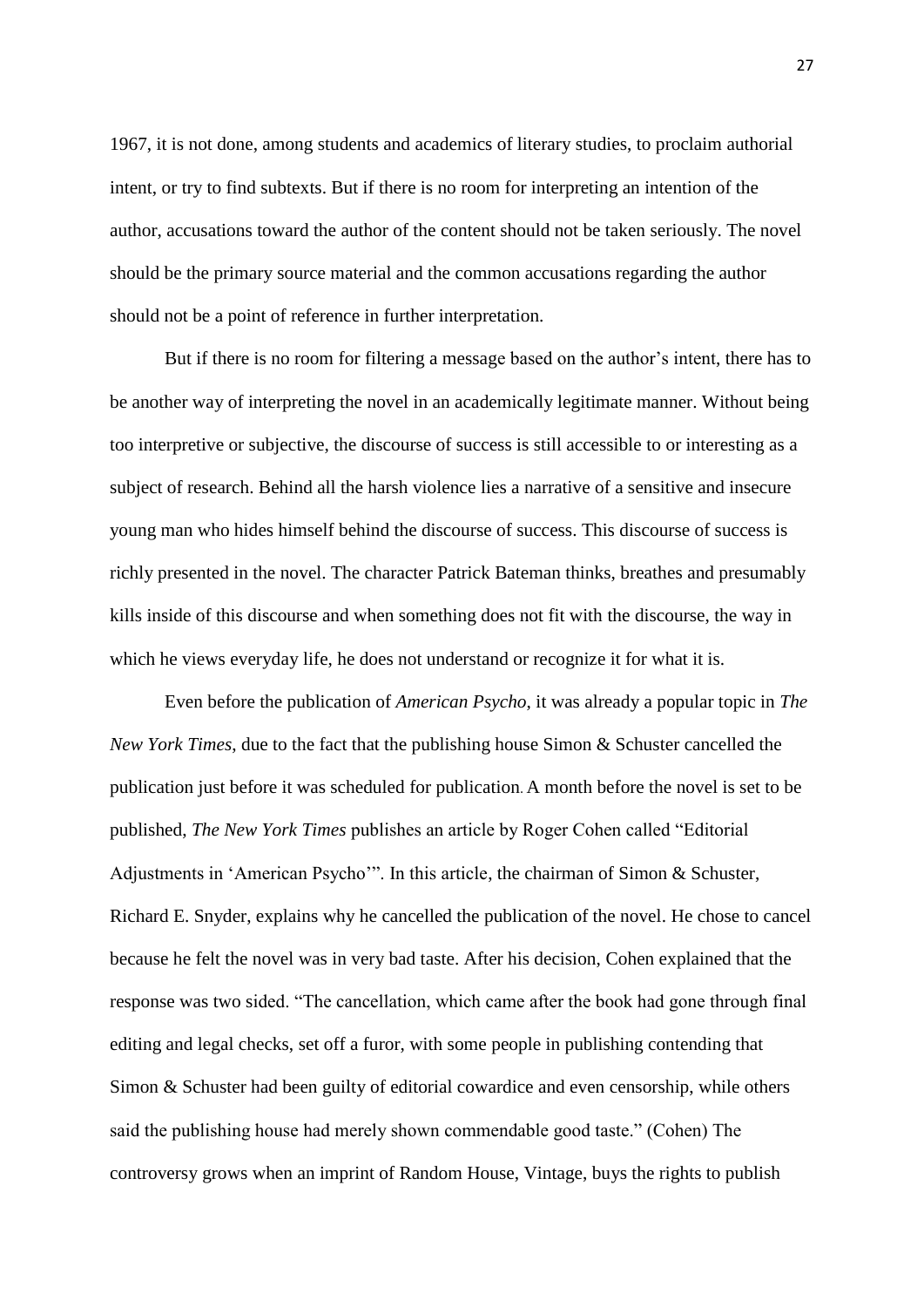1967, it is not done, among students and academics of literary studies, to proclaim authorial intent, or try to find subtexts. But if there is no room for interpreting an intention of the author, accusations toward the author of the content should not be taken seriously. The novel should be the primary source material and the common accusations regarding the author should not be a point of reference in further interpretation.

But if there is no room for filtering a message based on the author's intent, there has to be another way of interpreting the novel in an academically legitimate manner. Without being too interpretive or subjective, the discourse of success is still accessible to or interesting as a subject of research. Behind all the harsh violence lies a narrative of a sensitive and insecure young man who hides himself behind the discourse of success. This discourse of success is richly presented in the novel. The character Patrick Bateman thinks, breathes and presumably kills inside of this discourse and when something does not fit with the discourse, the way in which he views everyday life, he does not understand or recognize it for what it is.

Even before the publication of *American Psycho*, it was already a popular topic in *The New York Times*, due to the fact that the publishing house Simon & Schuster cancelled the publication just before it was scheduled for publication. A month before the novel is set to be published, *The New York Times* publishes an article by Roger Cohen called "Editorial Adjustments in 'American Psycho'". In this article, the chairman of Simon & Schuster, Richard E. Snyder, explains why he cancelled the publication of the novel. He chose to cancel because he felt the novel was in very bad taste. After his decision, Cohen explained that the response was two sided. "The cancellation, which came after the book had gone through final editing and legal checks, set off a furor, with some people in publishing contending that Simon & Schuster had been guilty of editorial cowardice and even censorship, while others said the publishing house had merely shown commendable good taste." (Cohen) The controversy grows when an imprint of Random House, Vintage, buys the rights to publish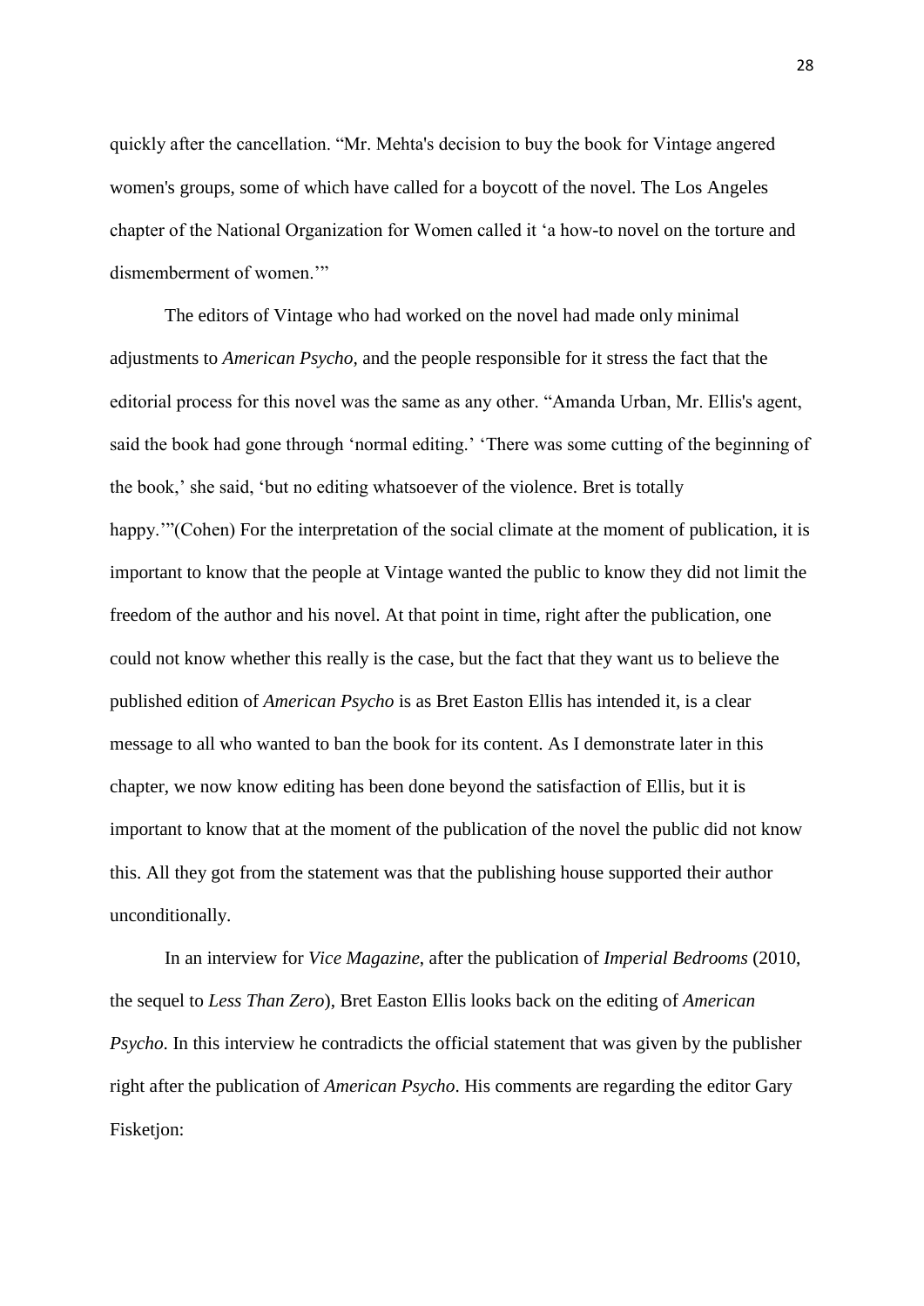quickly after the cancellation. “Mr. Mehta's decision to buy the book for Vintage angered women's groups, some of which have called for a boycott of the novel. The Los Angeles chapter of the National Organization for Women called it ‘a how-to novel on the torture and dismemberment of women.’”

The editors of Vintage who had worked on the novel had made only minimal adjustments to *American Psycho*, and the people responsible for it stress the fact that the editorial process for this novel was the same as any other. “Amanda Urban, Mr. Ellis's agent, said the book had gone through ‘normal editing.’ ‘There was some cutting of the beginning of the book,’ she said, ‘but no editing whatsoever of the violence. Bret is totally happy.’”(Cohen) For the interpretation of the social climate at the moment of publication, it is important to know that the people at Vintage wanted the public to know they did not limit the freedom of the author and his novel. At that point in time, right after the publication, one could not know whether this really is the case, but the fact that they want us to believe the published edition of *American Psycho* is as Bret Easton Ellis has intended it, is a clear message to all who wanted to ban the book for its content. As I demonstrate later in this chapter, we now know editing has been done beyond the satisfaction of Ellis, but it is important to know that at the moment of the publication of the novel the public did not know this. All they got from the statement was that the publishing house supported their author unconditionally.

In an interview for *Vice Magazine*, after the publication of *Imperial Bedrooms* (2010, the sequel to *Less Than Zero*), Bret Easton Ellis looks back on the editing of *American Psycho*. In this interview he contradicts the official statement that was given by the publisher right after the publication of *American Psycho*. His comments are regarding the editor Gary Fisketjon: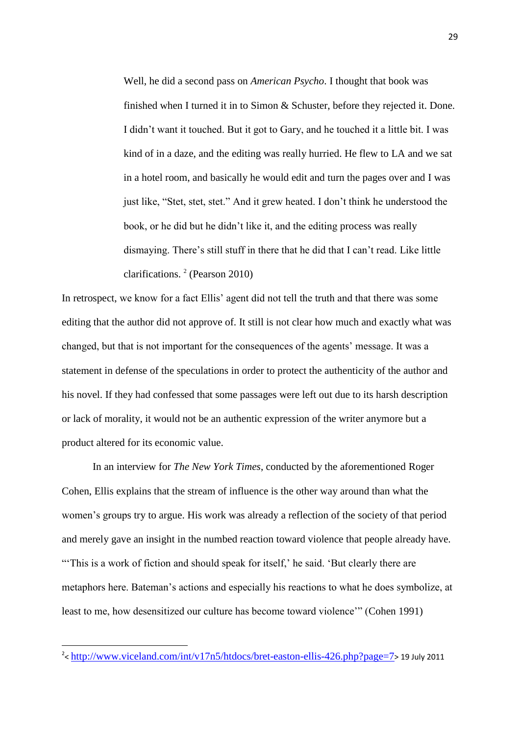> Well, he did a second pass on *American Psycho*. I thought that book was finished when I turned it in to Simon & Schuster, before they rejected it. Done. I didn't want it touched. But it got to Gary, and he touched it a little bit. I was kind of in a daze, and the editing was really hurried. He flew to LA and we sat in a hotel room, and basically he would edit and turn the pages over and I was just like, "Stet, stet, stet." And it grew heated. I don't think he understood the book, or he did but he didn't like it, and the editing process was really dismaying. There's still stuff in there that he did that I can't read. Like little clarifications. [2] (Pearson 2010)

In retrospect, we know for a fact Ellis' agent did not tell the truth and that there was some editing that the author did not approve of. It still is not clear how much and exactly what was changed, but that is not important for the consequences of the agents' message. It was a statement in defense of the speculations in order to protect the authenticity of the author and his novel. If they had confessed that some passages were left out due to its harsh description or lack of morality, it would not be an authentic expression of the writer anymore but a product altered for its economic value.

In an interview for *The New York Times*, conducted by the aforementioned Roger Cohen, Ellis explains that the stream of influence is the other way around than what the women's groups try to argue. His work was already a reflection of the society of that period and merely gave an insight in the numbed reaction toward violence that people already have. "'This is a work of fiction and should speak for itself,' he said. 'But clearly there are metaphors here. Bateman's actions and especially his reactions to what he does symbolize, at least to me, how desensitized our culture has become toward violence'" (Cohen 1991)

---

[2] < http://www.viceland.com/int/v17n5/htdocs/bret-easton-ellis-426.php?page=7> 19 July 2011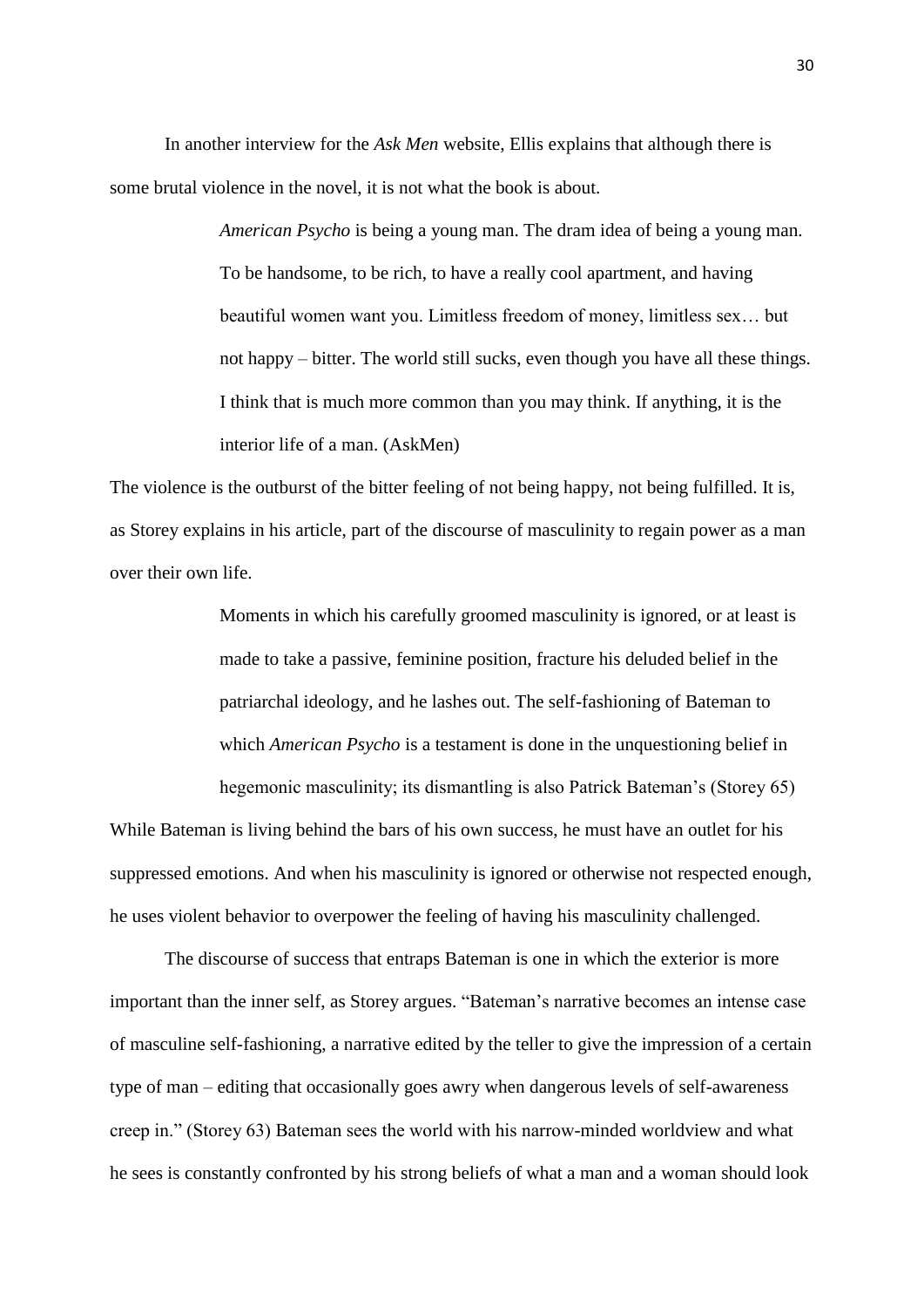In another interview for the *Ask Men* website, Ellis explains that although there is some brutal violence in the novel, it is not what the book is about.

> *American Psycho* is being a young man. The dram idea of being a young man. To be handsome, to be rich, to have a really cool apartment, and having beautiful women want you. Limitless freedom of money, limitless sex… but not happy – bitter. The world still sucks, even though you have all these things. I think that is much more common than you may think. If anything, it is the interior life of a man. (AskMen)

The violence is the outburst of the bitter feeling of not being happy, not being fulfilled. It is, as Storey explains in his article, part of the discourse of masculinity to regain power as a man over their own life.

> Moments in which his carefully groomed masculinity is ignored, or at least is made to take a passive, feminine position, fracture his deluded belief in the patriarchal ideology, and he lashes out. The self-fashioning of Bateman to which *American Psycho* is a testament is done in the unquestioning belief in hegemonic masculinity; its dismantling is also Patrick Bateman's (Storey 65)

While Bateman is living behind the bars of his own success, he must have an outlet for his suppressed emotions. And when his masculinity is ignored or otherwise not respected enough, he uses violent behavior to overpower the feeling of having his masculinity challenged.

The discourse of success that entraps Bateman is one in which the exterior is more important than the inner self, as Storey argues. "Bateman's narrative becomes an intense case of masculine self-fashioning, a narrative edited by the teller to give the impression of a certain type of man – editing that occasionally goes awry when dangerous levels of self-awareness creep in." (Storey 63) Bateman sees the world with his narrow-minded worldview and what he sees is constantly confronted by his strong beliefs of what a man and a woman should look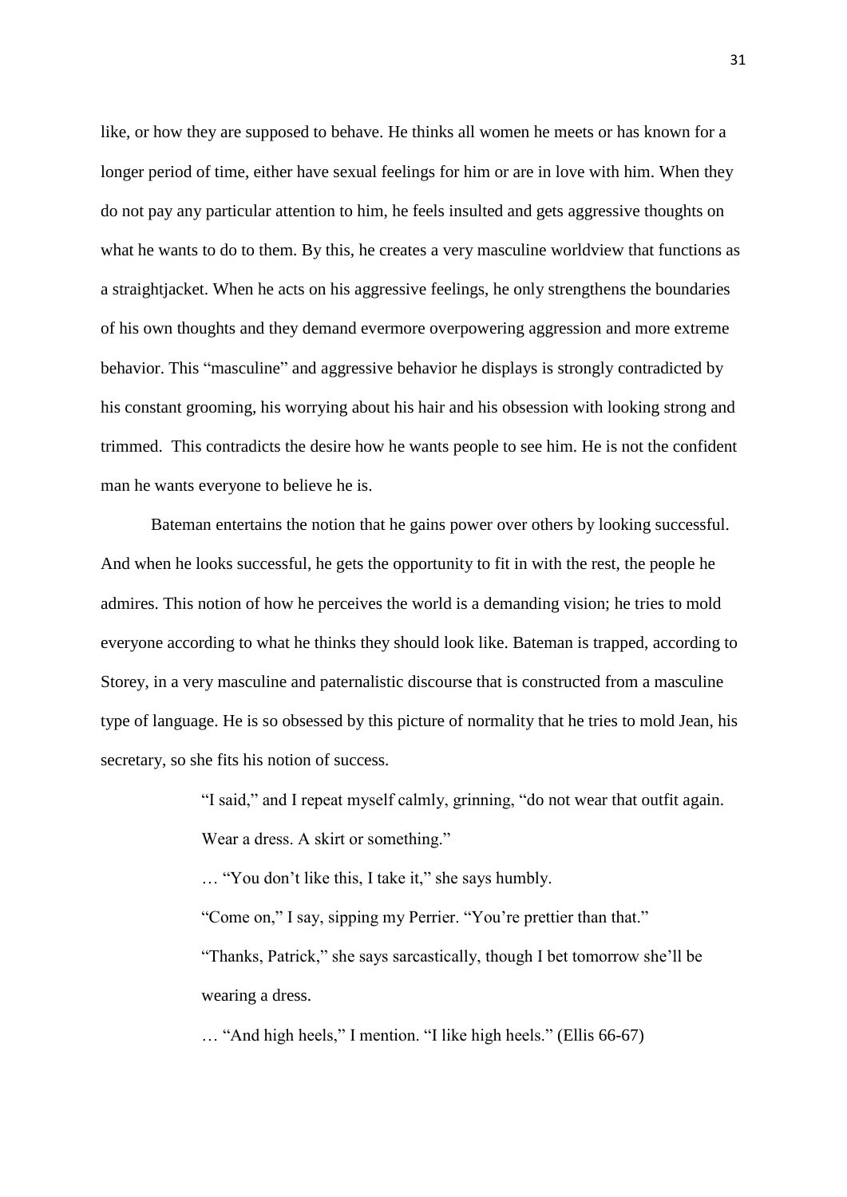like, or how they are supposed to behave. He thinks all women he meets or has known for a longer period of time, either have sexual feelings for him or are in love with him. When they do not pay any particular attention to him, he feels insulted and gets aggressive thoughts on what he wants to do to them. By this, he creates a very masculine worldview that functions as a straightjacket. When he acts on his aggressive feelings, he only strengthens the boundaries of his own thoughts and they demand evermore overpowering aggression and more extreme behavior. This "masculine" and aggressive behavior he displays is strongly contradicted by his constant grooming, his worrying about his hair and his obsession with looking strong and trimmed.  This contradicts the desire how he wants people to see him. He is not the confident man he wants everyone to believe he is.

Bateman entertains the notion that he gains power over others by looking successful. And when he looks successful, he gets the opportunity to fit in with the rest, the people he admires. This notion of how he perceives the world is a demanding vision; he tries to mold everyone according to what he thinks they should look like. Bateman is trapped, according to Storey, in a very masculine and paternalistic discourse that is constructed from a masculine type of language. He is so obsessed by this picture of normality that he tries to mold Jean, his secretary, so she fits his notion of success.

> "I said," and I repeat myself calmly, grinning, "do not wear that outfit again. Wear a dress. A skirt or something."
>
> … "You don't like this, I take it," she says humbly.
>
> "Come on," I say, sipping my Perrier. "You're prettier than that."
>
> "Thanks, Patrick," she says sarcastically, though I bet tomorrow she'll be wearing a dress.
>
> … "And high heels," I mention. "I like high heels." (Ellis 66-67)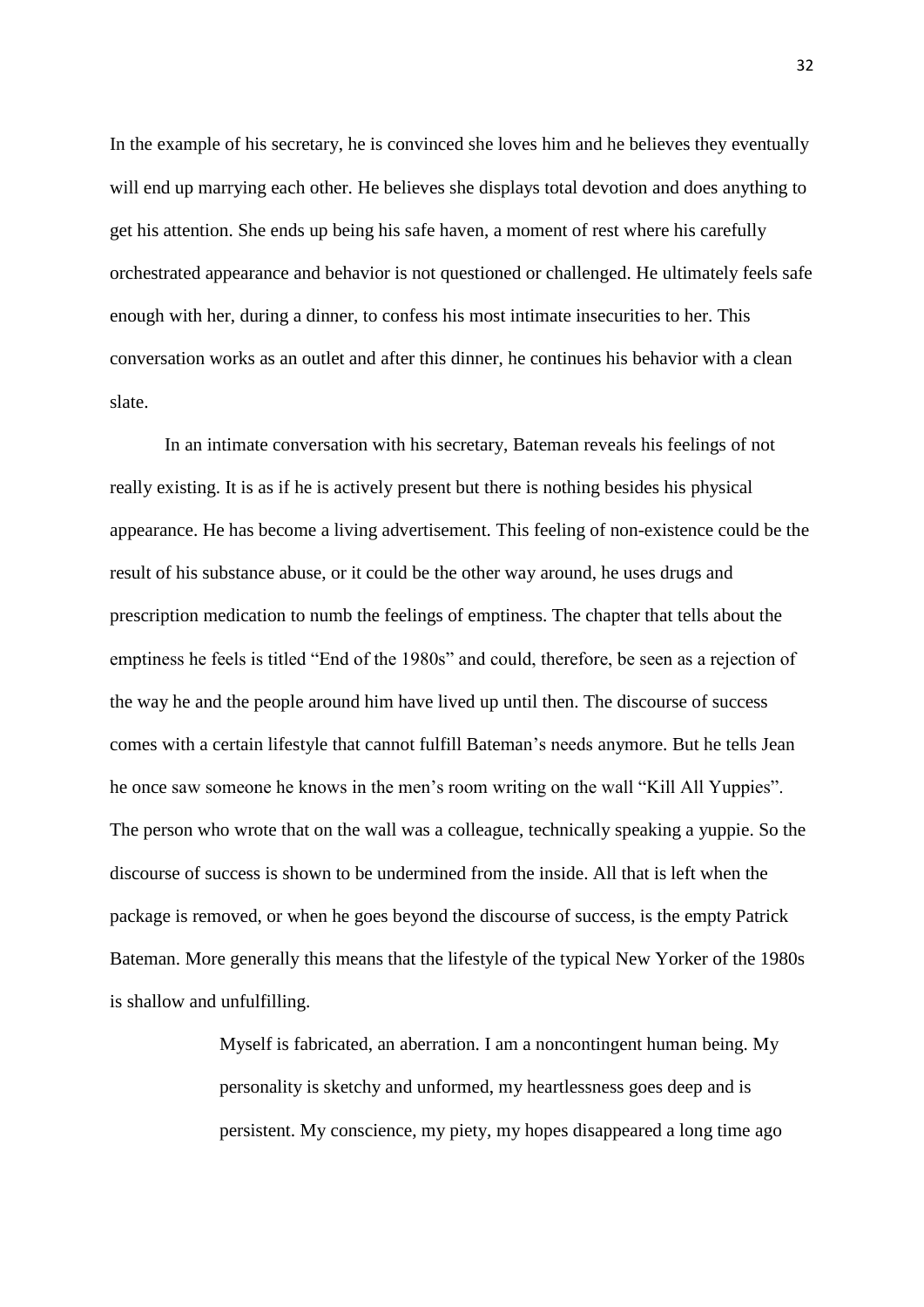In the example of his secretary, he is convinced she loves him and he believes they eventually will end up marrying each other. He believes she displays total devotion and does anything to get his attention. She ends up being his safe haven, a moment of rest where his carefully orchestrated appearance and behavior is not questioned or challenged. He ultimately feels safe enough with her, during a dinner, to confess his most intimate insecurities to her. This conversation works as an outlet and after this dinner, he continues his behavior with a clean slate.

In an intimate conversation with his secretary, Bateman reveals his feelings of not really existing. It is as if he is actively present but there is nothing besides his physical appearance. He has become a living advertisement. This feeling of non-existence could be the result of his substance abuse, or it could be the other way around, he uses drugs and prescription medication to numb the feelings of emptiness. The chapter that tells about the emptiness he feels is titled "End of the 1980s" and could, therefore, be seen as a rejection of the way he and the people around him have lived up until then. The discourse of success comes with a certain lifestyle that cannot fulfill Bateman's needs anymore. But he tells Jean he once saw someone he knows in the men's room writing on the wall "Kill All Yuppies". The person who wrote that on the wall was a colleague, technically speaking a yuppie. So the discourse of success is shown to be undermined from the inside. All that is left when the package is removed, or when he goes beyond the discourse of success, is the empty Patrick Bateman. More generally this means that the lifestyle of the typical New Yorker of the 1980s is shallow and unfulfilling.

> Myself is fabricated, an aberration. I am a noncontingent human being. My personality is sketchy and unformed, my heartlessness goes deep and is persistent. My conscience, my piety, my hopes disappeared a long time ago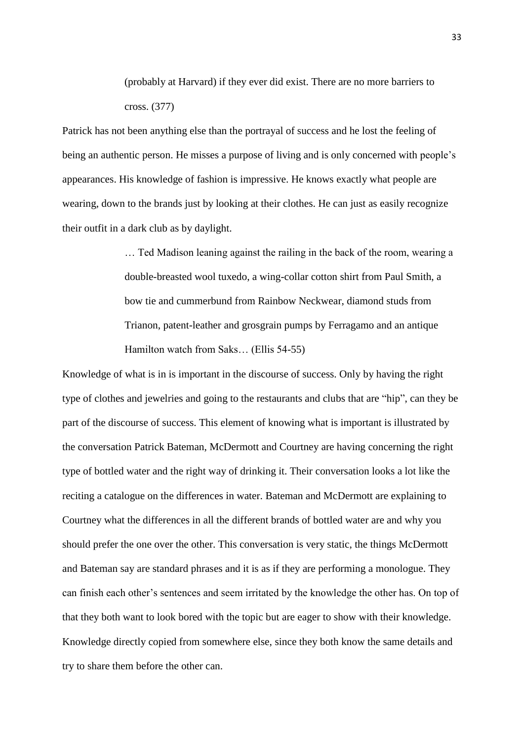> (probably at Harvard) if they ever did exist. There are no more barriers to cross. (377)

Patrick has not been anything else than the portrayal of success and he lost the feeling of being an authentic person. He misses a purpose of living and is only concerned with people's appearances. His knowledge of fashion is impressive. He knows exactly what people are wearing, down to the brands just by looking at their clothes. He can just as easily recognize their outfit in a dark club as by daylight.

> … Ted Madison leaning against the railing in the back of the room, wearing a double-breasted wool tuxedo, a wing-collar cotton shirt from Paul Smith, a bow tie and cummerbund from Rainbow Neckwear, diamond studs from Trianon, patent-leather and grosgrain pumps by Ferragamo and an antique Hamilton watch from Saks… (Ellis 54-55)

Knowledge of what is in is important in the discourse of success. Only by having the right type of clothes and jewelries and going to the restaurants and clubs that are "hip", can they be part of the discourse of success. This element of knowing what is important is illustrated by the conversation Patrick Bateman, McDermott and Courtney are having concerning the right type of bottled water and the right way of drinking it. Their conversation looks a lot like the reciting a catalogue on the differences in water. Bateman and McDermott are explaining to Courtney what the differences in all the different brands of bottled water are and why you should prefer the one over the other. This conversation is very static, the things McDermott and Bateman say are standard phrases and it is as if they are performing a monologue. They can finish each other's sentences and seem irritated by the knowledge the other has. On top of that they both want to look bored with the topic but are eager to show with their knowledge. Knowledge directly copied from somewhere else, since they both know the same details and try to share them before the other can.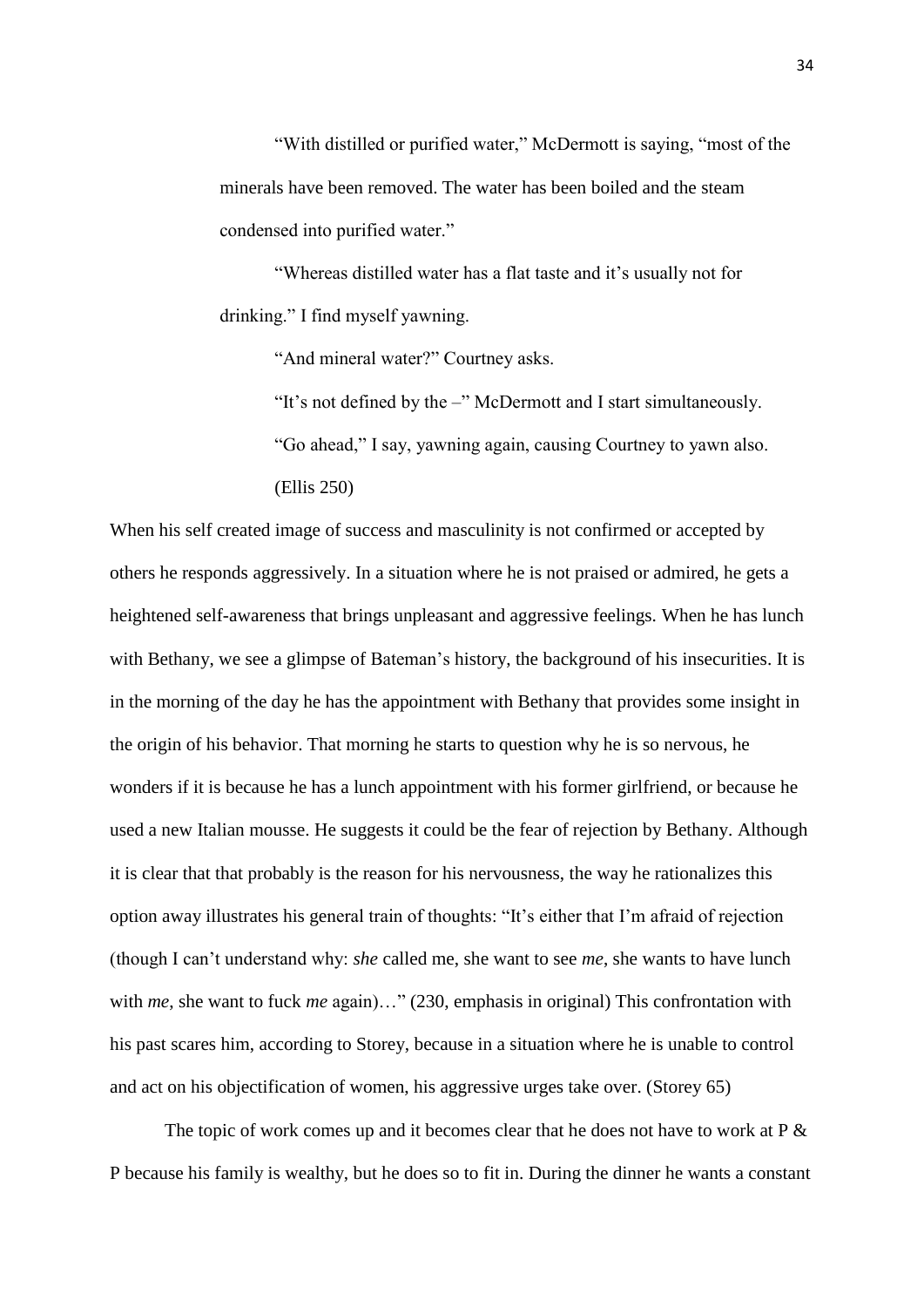> "With distilled or purified water," McDermott is saying, "most of the minerals have been removed. The water has been boiled and the steam condensed into purified water."
>
> "Whereas distilled water has a flat taste and it's usually not for drinking." I find myself yawning.
>
> "And mineral water?" Courtney asks.
>
> "It's not defined by the –" McDermott and I start simultaneously.
>
> "Go ahead," I say, yawning again, causing Courtney to yawn also. (Ellis 250)

When his self created image of success and masculinity is not confirmed or accepted by others he responds aggressively. In a situation where he is not praised or admired, he gets a heightened self-awareness that brings unpleasant and aggressive feelings. When he has lunch with Bethany, we see a glimpse of Bateman's history, the background of his insecurities. It is in the morning of the day he has the appointment with Bethany that provides some insight in the origin of his behavior. That morning he starts to question why he is so nervous, he wonders if it is because he has a lunch appointment with his former girlfriend, or because he used a new Italian mousse. He suggests it could be the fear of rejection by Bethany. Although it is clear that that probably is the reason for his nervousness, the way he rationalizes this option away illustrates his general train of thoughts: "It's either that I'm afraid of rejection (though I can't understand why: *she* called me, she want to see *me*, she wants to have lunch with *me*, she want to fuck *me* again)…" (230, emphasis in original) This confrontation with his past scares him, according to Storey, because in a situation where he is unable to control and act on his objectification of women, his aggressive urges take over. (Storey 65)

The topic of work comes up and it becomes clear that he does not have to work at P & P because his family is wealthy, but he does so to fit in. During the dinner he wants a constant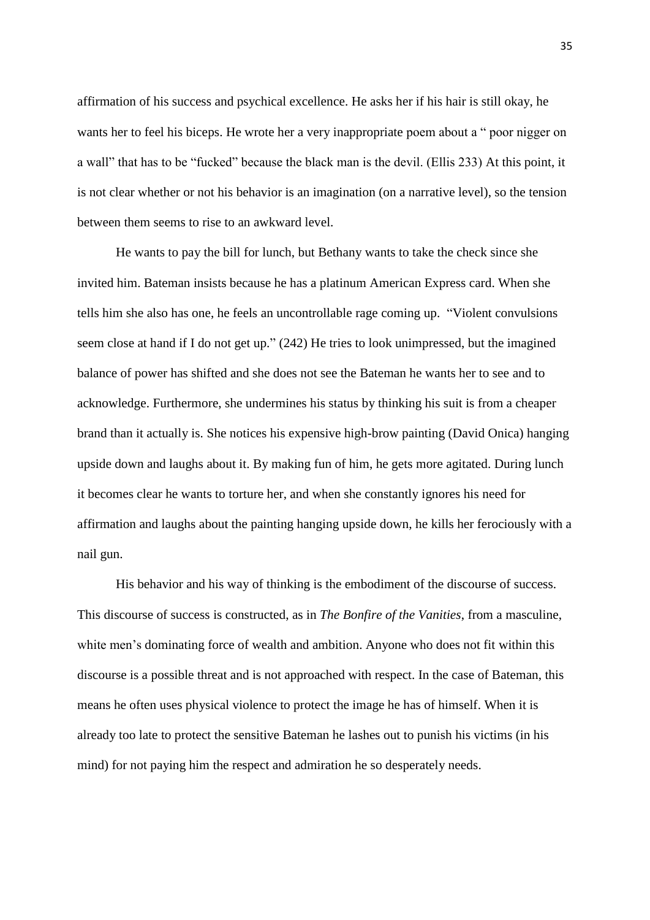affirmation of his success and psychical excellence. He asks her if his hair is still okay, he wants her to feel his biceps. He wrote her a very inappropriate poem about a " poor nigger on a wall" that has to be "fucked" because the black man is the devil. (Ellis 233) At this point, it is not clear whether or not his behavior is an imagination (on a narrative level), so the tension between them seems to rise to an awkward level.

He wants to pay the bill for lunch, but Bethany wants to take the check since she invited him. Bateman insists because he has a platinum American Express card. When she tells him she also has one, he feels an uncontrollable rage coming up. "Violent convulsions seem close at hand if I do not get up." (242) He tries to look unimpressed, but the imagined balance of power has shifted and she does not see the Bateman he wants her to see and to acknowledge. Furthermore, she undermines his status by thinking his suit is from a cheaper brand than it actually is. She notices his expensive high-brow painting (David Onica) hanging upside down and laughs about it. By making fun of him, he gets more agitated. During lunch it becomes clear he wants to torture her, and when she constantly ignores his need for affirmation and laughs about the painting hanging upside down, he kills her ferociously with a nail gun.

His behavior and his way of thinking is the embodiment of the discourse of success. This discourse of success is constructed, as in *The Bonfire of the Vanities*, from a masculine, white men's dominating force of wealth and ambition. Anyone who does not fit within this discourse is a possible threat and is not approached with respect. In the case of Bateman, this means he often uses physical violence to protect the image he has of himself. When it is already too late to protect the sensitive Bateman he lashes out to punish his victims (in his mind) for not paying him the respect and admiration he so desperately needs.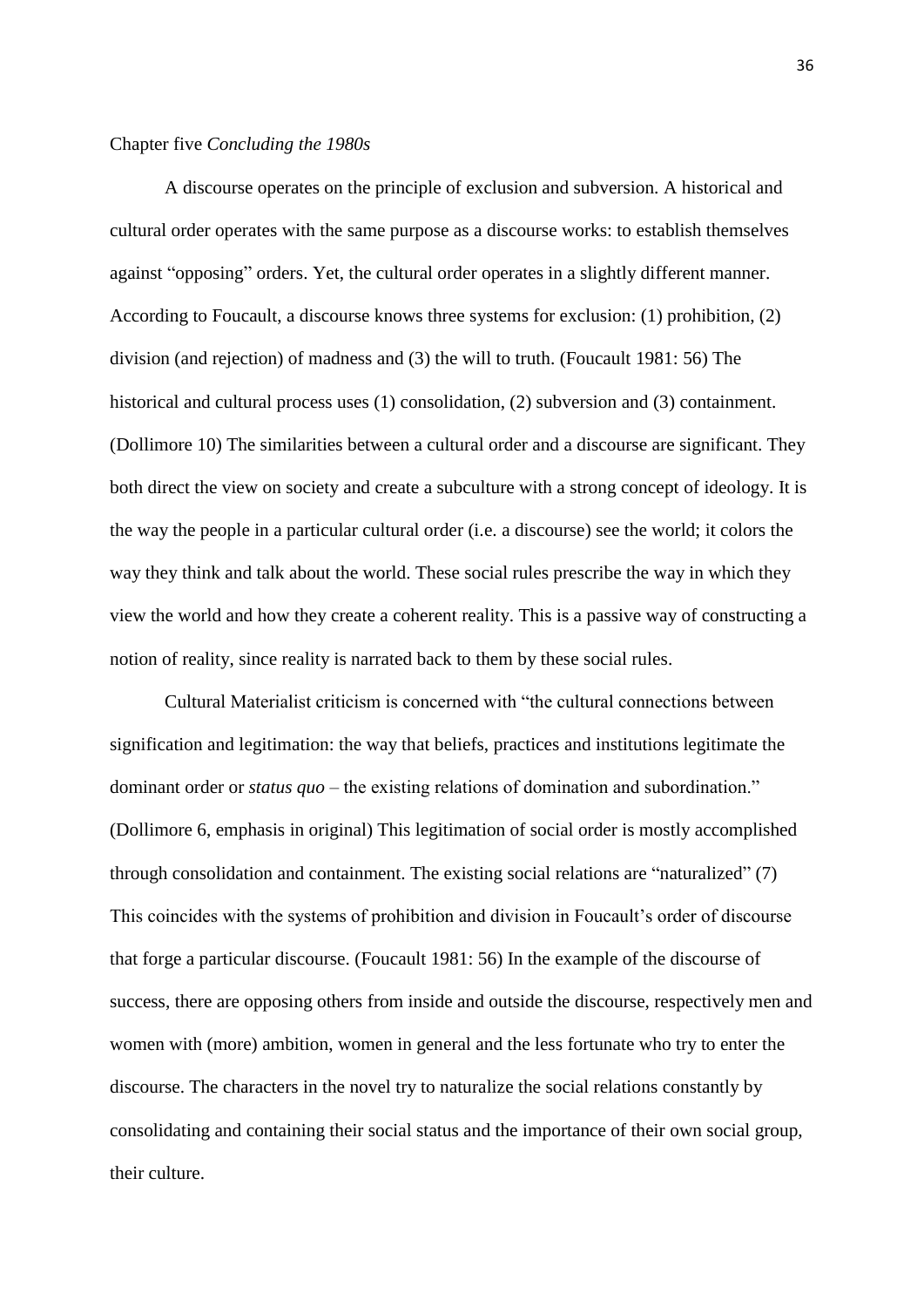## Chapter five *Concluding the 1980s*

A discourse operates on the principle of exclusion and subversion. A historical and cultural order operates with the same purpose as a discourse works: to establish themselves against "opposing" orders. Yet, the cultural order operates in a slightly different manner. According to Foucault, a discourse knows three systems for exclusion: (1) prohibition, (2) division (and rejection) of madness and (3) the will to truth. (Foucault 1981: 56) The historical and cultural process uses (1) consolidation, (2) subversion and (3) containment. (Dollimore 10) The similarities between a cultural order and a discourse are significant. They both direct the view on society and create a subculture with a strong concept of ideology. It is the way the people in a particular cultural order (i.e. a discourse) see the world; it colors the way they think and talk about the world. These social rules prescribe the way in which they view the world and how they create a coherent reality. This is a passive way of constructing a notion of reality, since reality is narrated back to them by these social rules.

Cultural Materialist criticism is concerned with "the cultural connections between signification and legitimation: the way that beliefs, practices and institutions legitimate the dominant order or *status quo* – the existing relations of domination and subordination." (Dollimore 6, emphasis in original) This legitimation of social order is mostly accomplished through consolidation and containment. The existing social relations are "naturalized" (7) This coincides with the systems of prohibition and division in Foucault's order of discourse that forge a particular discourse. (Foucault 1981: 56) In the example of the discourse of success, there are opposing others from inside and outside the discourse, respectively men and women with (more) ambition, women in general and the less fortunate who try to enter the discourse. The characters in the novel try to naturalize the social relations constantly by consolidating and containing their social status and the importance of their own social group, their culture.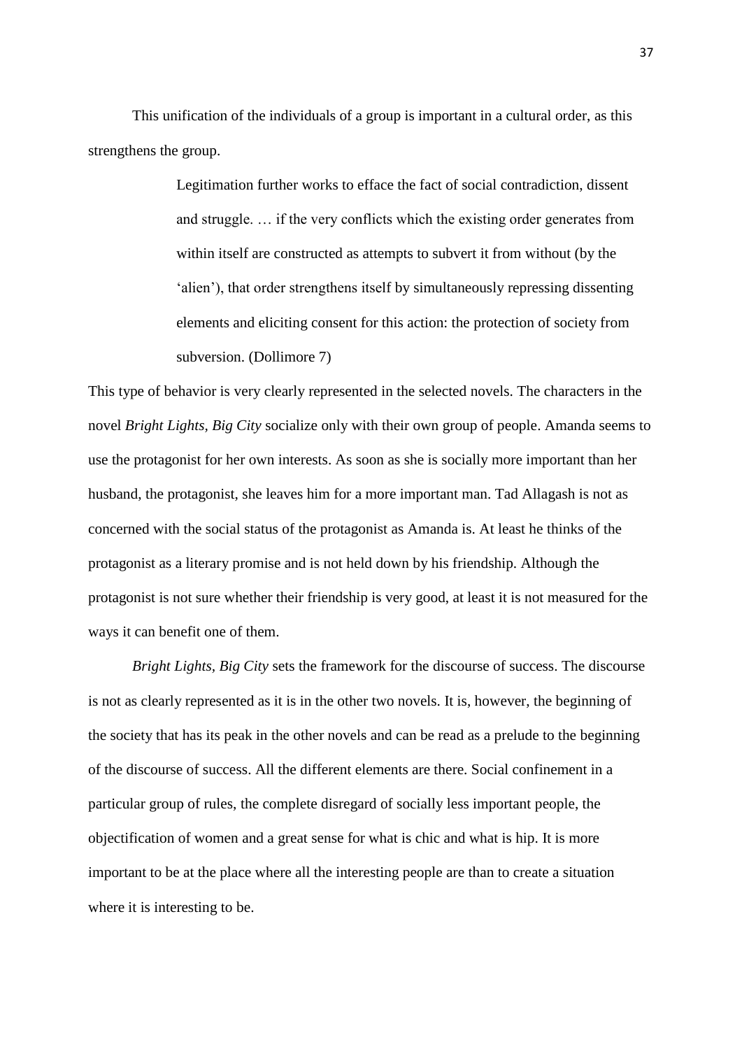This unification of the individuals of a group is important in a cultural order, as this strengthens the group.

> Legitimation further works to efface the fact of social contradiction, dissent and struggle. … if the very conflicts which the existing order generates from within itself are constructed as attempts to subvert it from without (by the 'alien'), that order strengthens itself by simultaneously repressing dissenting elements and eliciting consent for this action: the protection of society from subversion. (Dollimore 7)

This type of behavior is very clearly represented in the selected novels. The characters in the novel *Bright Lights, Big City* socialize only with their own group of people. Amanda seems to use the protagonist for her own interests. As soon as she is socially more important than her husband, the protagonist, she leaves him for a more important man. Tad Allagash is not as concerned with the social status of the protagonist as Amanda is. At least he thinks of the protagonist as a literary promise and is not held down by his friendship. Although the protagonist is not sure whether their friendship is very good, at least it is not measured for the ways it can benefit one of them.

*Bright Lights, Big City* sets the framework for the discourse of success. The discourse is not as clearly represented as it is in the other two novels. It is, however, the beginning of the society that has its peak in the other novels and can be read as a prelude to the beginning of the discourse of success. All the different elements are there. Social confinement in a particular group of rules, the complete disregard of socially less important people, the objectification of women and a great sense for what is chic and what is hip. It is more important to be at the place where all the interesting people are than to create a situation where it is interesting to be.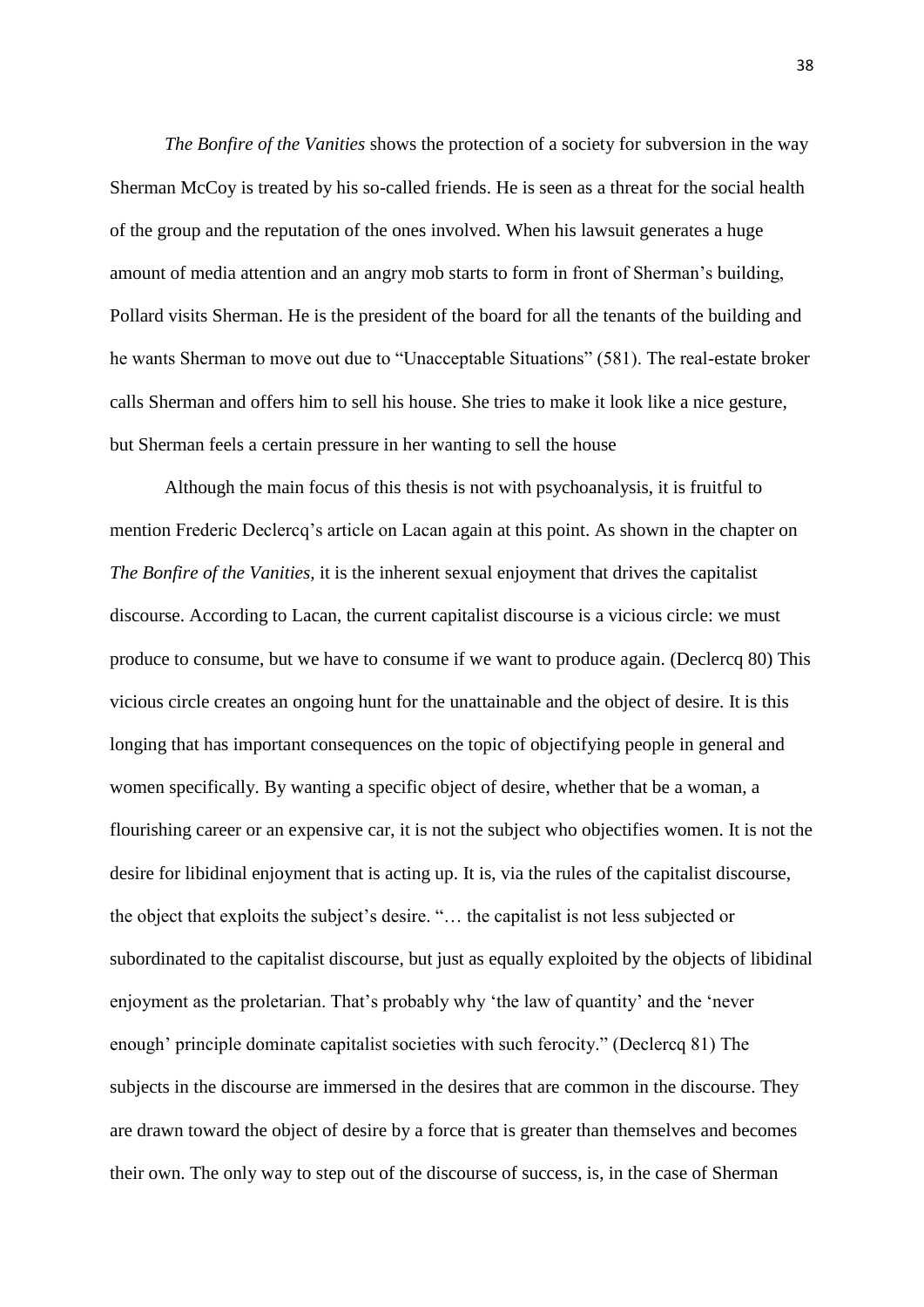*The Bonfire of the Vanities* shows the protection of a society for subversion in the way Sherman McCoy is treated by his so-called friends. He is seen as a threat for the social health of the group and the reputation of the ones involved. When his lawsuit generates a huge amount of media attention and an angry mob starts to form in front of Sherman's building, Pollard visits Sherman. He is the president of the board for all the tenants of the building and he wants Sherman to move out due to "Unacceptable Situations" (581). The real-estate broker calls Sherman and offers him to sell his house. She tries to make it look like a nice gesture, but Sherman feels a certain pressure in her wanting to sell the house

Although the main focus of this thesis is not with psychoanalysis, it is fruitful to mention Frederic Declercq's article on Lacan again at this point. As shown in the chapter on *The Bonfire of the Vanities*, it is the inherent sexual enjoyment that drives the capitalist discourse. According to Lacan, the current capitalist discourse is a vicious circle: we must produce to consume, but we have to consume if we want to produce again. (Declercq 80) This vicious circle creates an ongoing hunt for the unattainable and the object of desire. It is this longing that has important consequences on the topic of objectifying people in general and women specifically. By wanting a specific object of desire, whether that be a woman, a flourishing career or an expensive car, it is not the subject who objectifies women. It is not the desire for libidinal enjoyment that is acting up. It is, via the rules of the capitalist discourse, the object that exploits the subject's desire. "… the capitalist is not less subjected or subordinated to the capitalist discourse, but just as equally exploited by the objects of libidinal enjoyment as the proletarian. That's probably why 'the law of quantity' and the 'never enough' principle dominate capitalist societies with such ferocity." (Declercq 81) The subjects in the discourse are immersed in the desires that are common in the discourse. They are drawn toward the object of desire by a force that is greater than themselves and becomes their own. The only way to step out of the discourse of success, is, in the case of Sherman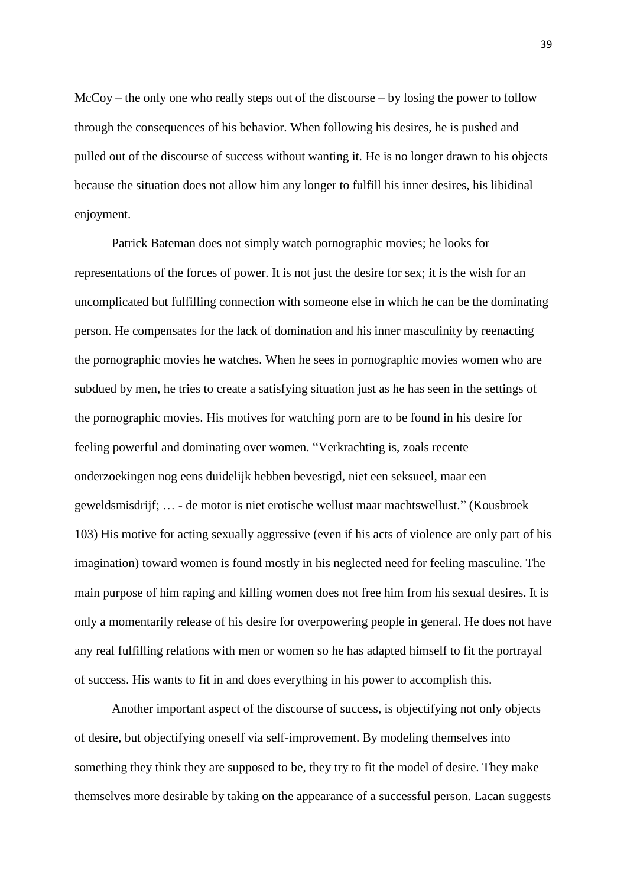McCoy – the only one who really steps out of the discourse – by losing the power to follow through the consequences of his behavior. When following his desires, he is pushed and pulled out of the discourse of success without wanting it. He is no longer drawn to his objects because the situation does not allow him any longer to fulfill his inner desires, his libidinal enjoyment.

Patrick Bateman does not simply watch pornographic movies; he looks for representations of the forces of power. It is not just the desire for sex; it is the wish for an uncomplicated but fulfilling connection with someone else in which he can be the dominating person. He compensates for the lack of domination and his inner masculinity by reenacting the pornographic movies he watches. When he sees in pornographic movies women who are subdued by men, he tries to create a satisfying situation just as he has seen in the settings of the pornographic movies. His motives for watching porn are to be found in his desire for feeling powerful and dominating over women. “Verkrachting is, zoals recente onderzoekingen nog eens duidelijk hebben bevestigd, niet een seksueel, maar een geweldsmisdrijf; … - de motor is niet erotische wellust maar machtswellust.” (Kousbroek 103) His motive for acting sexually aggressive (even if his acts of violence are only part of his imagination) toward women is found mostly in his neglected need for feeling masculine. The main purpose of him raping and killing women does not free him from his sexual desires. It is only a momentarily release of his desire for overpowering people in general. He does not have any real fulfilling relations with men or women so he has adapted himself to fit the portrayal of success. His wants to fit in and does everything in his power to accomplish this.

Another important aspect of the discourse of success, is objectifying not only objects of desire, but objectifying oneself via self-improvement. By modeling themselves into something they think they are supposed to be, they try to fit the model of desire. They make themselves more desirable by taking on the appearance of a successful person. Lacan suggests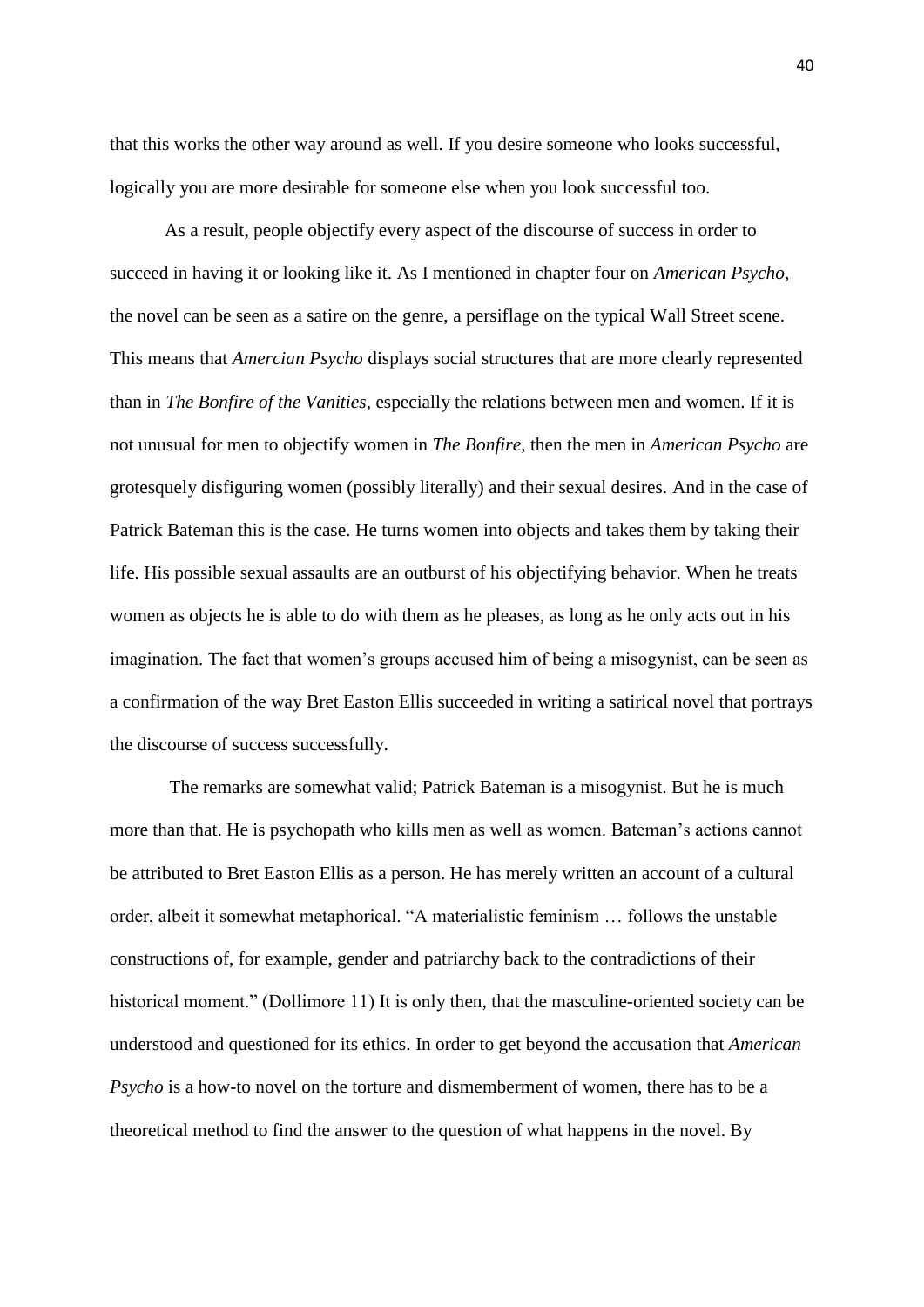that this works the other way around as well. If you desire someone who looks successful, logically you are more desirable for someone else when you look successful too.

As a result, people objectify every aspect of the discourse of success in order to succeed in having it or looking like it. As I mentioned in chapter four on *American Psycho*, the novel can be seen as a satire on the genre, a persiflage on the typical Wall Street scene. This means that *Amercian Psycho* displays social structures that are more clearly represented than in *The Bonfire of the Vanities*, especially the relations between men and women. If it is not unusual for men to objectify women in *The Bonfire*, then the men in *American Psycho* are grotesquely disfiguring women (possibly literally) and their sexual desires. And in the case of Patrick Bateman this is the case. He turns women into objects and takes them by taking their life. His possible sexual assaults are an outburst of his objectifying behavior. When he treats women as objects he is able to do with them as he pleases, as long as he only acts out in his imagination. The fact that women's groups accused him of being a misogynist, can be seen as a confirmation of the way Bret Easton Ellis succeeded in writing a satirical novel that portrays the discourse of success successfully.

The remarks are somewhat valid; Patrick Bateman is a misogynist. But he is much more than that. He is psychopath who kills men as well as women. Bateman's actions cannot be attributed to Bret Easton Ellis as a person. He has merely written an account of a cultural order, albeit it somewhat metaphorical. "A materialistic feminism … follows the unstable constructions of, for example, gender and patriarchy back to the contradictions of their historical moment." (Dollimore 11) It is only then, that the masculine-oriented society can be understood and questioned for its ethics. In order to get beyond the accusation that *American Psycho* is a how-to novel on the torture and dismemberment of women, there has to be a theoretical method to find the answer to the question of what happens in the novel. By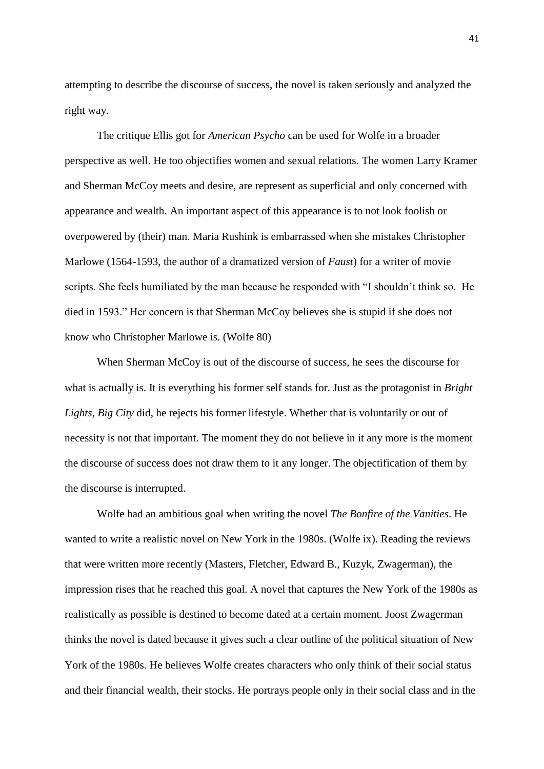attempting to describe the discourse of success, the novel is taken seriously and analyzed the right way.

The critique Ellis got for *American Psycho* can be used for Wolfe in a broader perspective as well. He too objectifies women and sexual relations. The women Larry Kramer and Sherman McCoy meets and desire, are represent as superficial and only concerned with appearance and wealth. An important aspect of this appearance is to not look foolish or overpowered by (their) man. Maria Rushink is embarrassed when she mistakes Christopher Marlowe (1564-1593, the author of a dramatized version of *Faust*) for a writer of movie scripts. She feels humiliated by the man because he responded with "I shouldn't think so.  He died in 1593." Her concern is that Sherman McCoy believes she is stupid if she does not know who Christopher Marlowe is. (Wolfe 80)

When Sherman McCoy is out of the discourse of success, he sees the discourse for what is actually is. It is everything his former self stands for. Just as the protagonist in *Bright Lights, Big City* did, he rejects his former lifestyle. Whether that is voluntarily or out of necessity is not that important. The moment they do not believe in it any more is the moment the discourse of success does not draw them to it any longer. The objectification of them by the discourse is interrupted.

Wolfe had an ambitious goal when writing the novel *The Bonfire of the Vanities*. He wanted to write a realistic novel on New York in the 1980s. (Wolfe ix). Reading the reviews that were written more recently (Masters, Fletcher, Edward B., Kuzyk, Zwagerman), the impression rises that he reached this goal. A novel that captures the New York of the 1980s as realistically as possible is destined to become dated at a certain moment. Joost Zwagerman thinks the novel is dated because it gives such a clear outline of the political situation of New York of the 1980s. He believes Wolfe creates characters who only think of their social status and their financial wealth, their stocks. He portrays people only in their social class and in the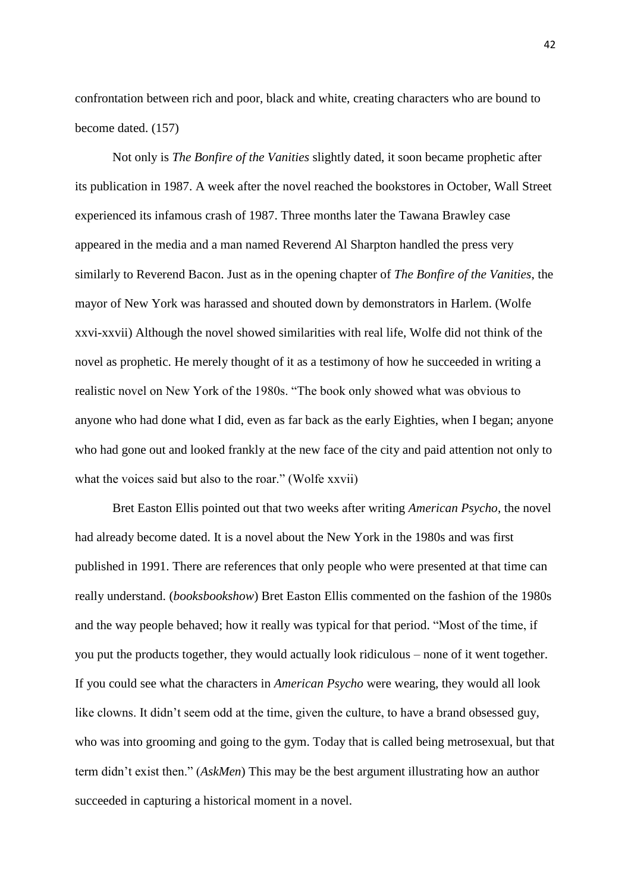confrontation between rich and poor, black and white, creating characters who are bound to become dated. (157)

Not only is *The Bonfire of the Vanities* slightly dated, it soon became prophetic after its publication in 1987. A week after the novel reached the bookstores in October, Wall Street experienced its infamous crash of 1987. Three months later the Tawana Brawley case appeared in the media and a man named Reverend Al Sharpton handled the press very similarly to Reverend Bacon. Just as in the opening chapter of *The Bonfire of the Vanities*, the mayor of New York was harassed and shouted down by demonstrators in Harlem. (Wolfe xxvi-xxvii) Although the novel showed similarities with real life, Wolfe did not think of the novel as prophetic. He merely thought of it as a testimony of how he succeeded in writing a realistic novel on New York of the 1980s. "The book only showed what was obvious to anyone who had done what I did, even as far back as the early Eighties, when I began; anyone who had gone out and looked frankly at the new face of the city and paid attention not only to what the voices said but also to the roar." (Wolfe xxvii)

Bret Easton Ellis pointed out that two weeks after writing *American Psycho*, the novel had already become dated. It is a novel about the New York in the 1980s and was first published in 1991. There are references that only people who were presented at that time can really understand. (*booksbookshow*) Bret Easton Ellis commented on the fashion of the 1980s and the way people behaved; how it really was typical for that period. "Most of the time, if you put the products together, they would actually look ridiculous – none of it went together. If you could see what the characters in *American Psycho* were wearing, they would all look like clowns. It didn't seem odd at the time, given the culture, to have a brand obsessed guy, who was into grooming and going to the gym. Today that is called being metrosexual, but that term didn't exist then." (*AskMen*) This may be the best argument illustrating how an author succeeded in capturing a historical moment in a novel.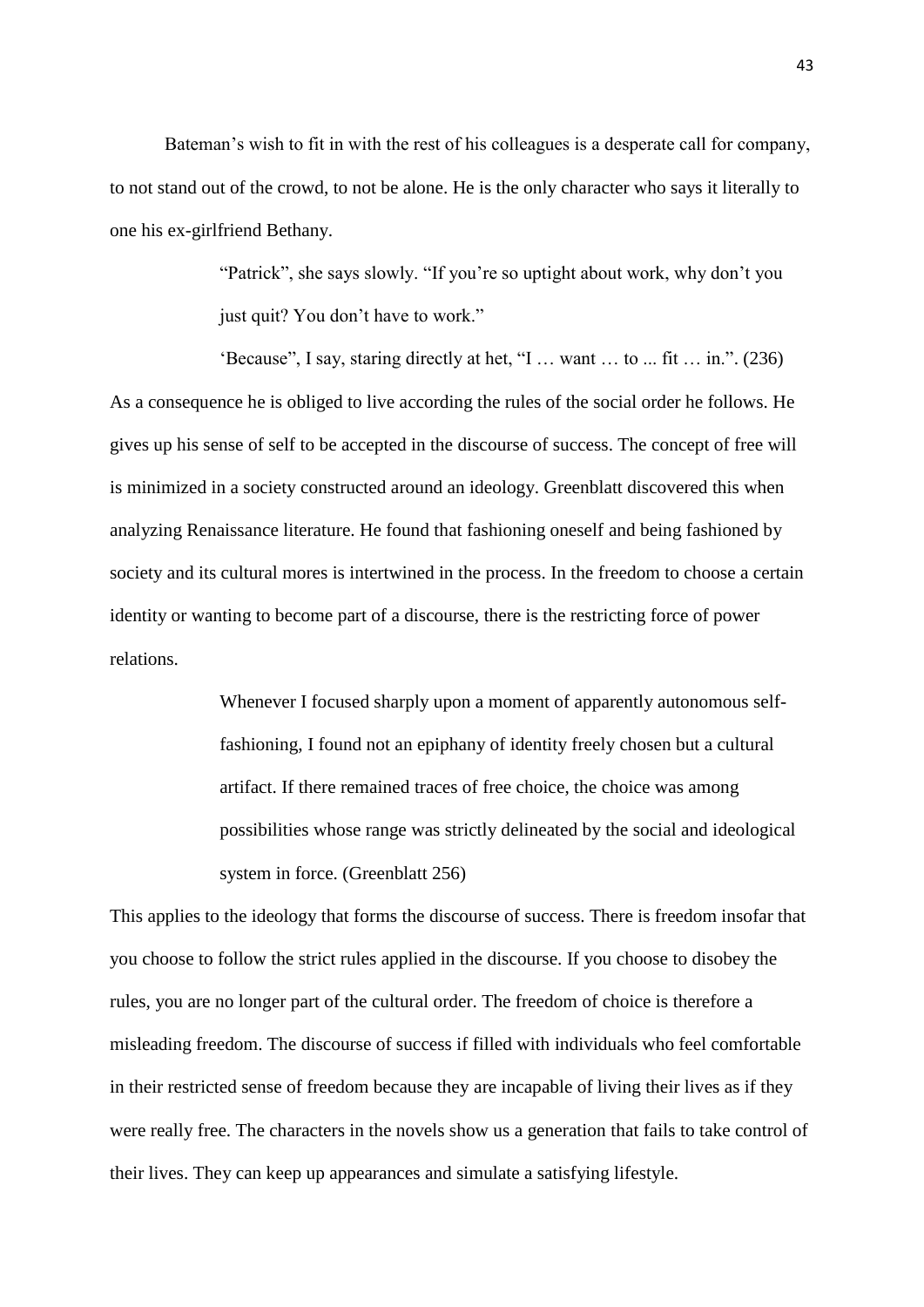Bateman's wish to fit in with the rest of his colleagues is a desperate call for company, to not stand out of the crowd, to not be alone. He is the only character who says it literally to one his ex-girlfriend Bethany.

> "Patrick", she says slowly. "If you're so uptight about work, why don't you just quit? You don't have to work."
>
> 'Because", I say, staring directly at het, "I … want … to ... fit … in.". (236)

As a consequence he is obliged to live according the rules of the social order he follows. He gives up his sense of self to be accepted in the discourse of success. The concept of free will is minimized in a society constructed around an ideology. Greenblatt discovered this when analyzing Renaissance literature. He found that fashioning oneself and being fashioned by society and its cultural mores is intertwined in the process. In the freedom to choose a certain identity or wanting to become part of a discourse, there is the restricting force of power relations.

> Whenever I focused sharply upon a moment of apparently autonomous self-fashioning, I found not an epiphany of identity freely chosen but a cultural artifact. If there remained traces of free choice, the choice was among possibilities whose range was strictly delineated by the social and ideological system in force. (Greenblatt 256)

This applies to the ideology that forms the discourse of success. There is freedom insofar that you choose to follow the strict rules applied in the discourse. If you choose to disobey the rules, you are no longer part of the cultural order. The freedom of choice is therefore a misleading freedom. The discourse of success if filled with individuals who feel comfortable in their restricted sense of freedom because they are incapable of living their lives as if they were really free. The characters in the novels show us a generation that fails to take control of their lives. They can keep up appearances and simulate a satisfying lifestyle.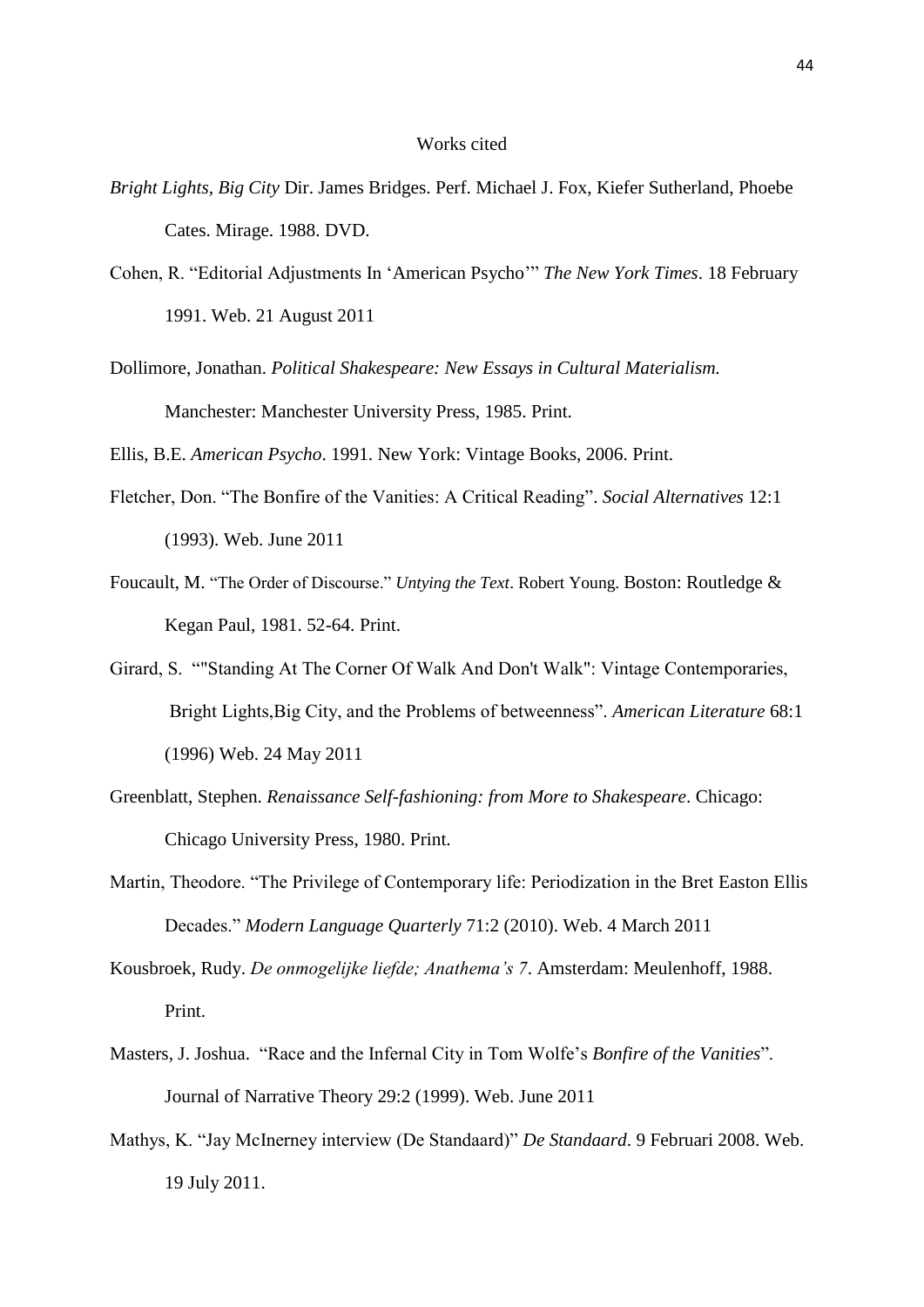Works cited

*Bright Lights, Big City* Dir. James Bridges. Perf. Michael J. Fox, Kiefer Sutherland, Phoebe Cates. Mirage. 1988. DVD.

Cohen, R. "Editorial Adjustments In 'American Psycho'" *The New York Times*. 18 February 1991. Web. 21 August 2011

Dollimore, Jonathan. *Political Shakespeare: New Essays in Cultural Materialism.* Manchester: Manchester University Press, 1985. Print.

Ellis, B.E. *American Psycho*. 1991. New York: Vintage Books, 2006. Print.

Fletcher, Don. "The Bonfire of the Vanities: A Critical Reading". *Social Alternatives* 12:1 (1993). Web. June 2011

Foucault, M. "The Order of Discourse." *Untying the Text*. Robert Young. Boston: Routledge & Kegan Paul, 1981. 52-64. Print.

Girard, S. ""Standing At The Corner Of Walk And Don't Walk": Vintage Contemporaries, Bright Lights,Big City, and the Problems of betweenness". *American Literature* 68:1 (1996) Web. 24 May 2011

Greenblatt, Stephen. *Renaissance Self-fashioning: from More to Shakespeare*. Chicago: Chicago University Press, 1980. Print.

Martin, Theodore. "The Privilege of Contemporary life: Periodization in the Bret Easton Ellis Decades." *Modern Language Quarterly* 71:2 (2010). Web. 4 March 2011

Kousbroek, Rudy. *De onmogelijke liefde; Anathema's 7*. Amsterdam: Meulenhoff, 1988. Print.

Masters, J. Joshua. "Race and the Infernal City in Tom Wolfe's *Bonfire of the Vanities*". Journal of Narrative Theory 29:2 (1999). Web. June 2011

Mathys, K. "Jay McInerney interview (De Standaard)" *De Standaard*. 9 Februari 2008. Web. 19 July 2011.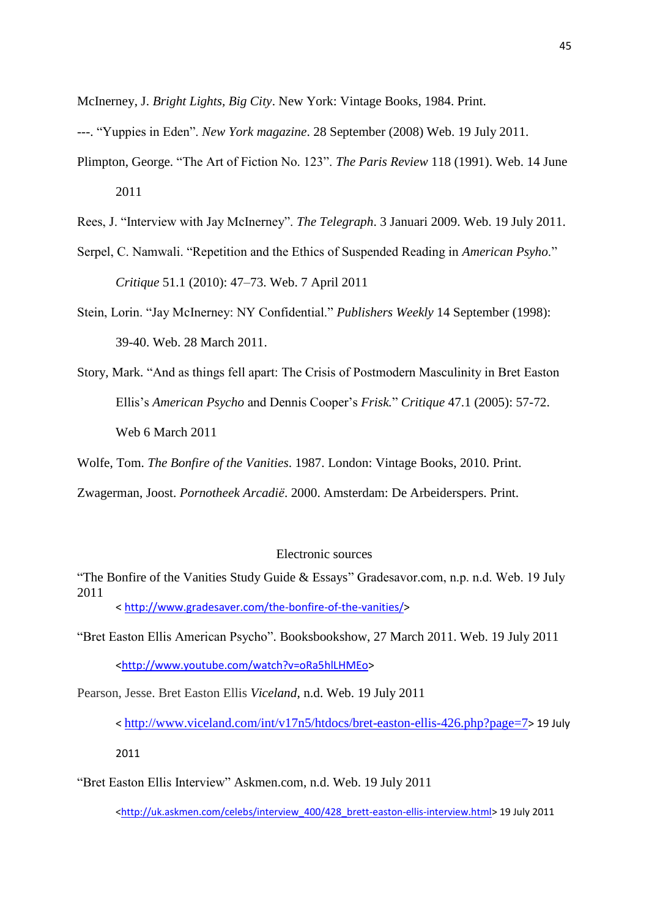McInerney, J. *Bright Lights, Big City*. New York: Vintage Books, 1984. Print.

---. "Yuppies in Eden". *New York magazine*. 28 September (2008) Web. 19 July 2011.

Plimpton, George. "The Art of Fiction No. 123". *The Paris Review* 118 (1991). Web. 14 June 2011

Rees, J. "Interview with Jay McInerney". *The Telegraph*. 3 Januari 2009. Web. 19 July 2011.

Serpel, C. Namwali. "Repetition and the Ethics of Suspended Reading in *American Psyho*." *Critique* 51.1 (2010): 47–73. Web. 7 April 2011

Stein, Lorin. "Jay McInerney: NY Confidential." *Publishers Weekly* 14 September (1998): 39-40. Web. 28 March 2011.

Story, Mark. "And as things fell apart: The Crisis of Postmodern Masculinity in Bret Easton Ellis's *American Psycho* and Dennis Cooper's *Frisk*." *Critique* 47.1 (2005): 57-72. Web 6 March 2011

Wolfe, Tom. *The Bonfire of the Vanities*. 1987. London: Vintage Books, 2010. Print.

Zwagerman, Joost. *Pornotheek Arcadië*. 2000. Amsterdam: De Arbeiderspers. Print.

## Electronic sources

"The Bonfire of the Vanities Study Guide & Essays" Gradesavor.com, n.p. n.d. Web. 19 July 2011

< http://www.gradesaver.com/the-bonfire-of-the-vanities/>

"Bret Easton Ellis American Psycho". Booksbookshow, 27 March 2011. Web. 19 July 2011

<http://www.youtube.com/watch?v=oRa5hlLHMEo>

Pearson, Jesse. Bret Easton Ellis *Viceland*, n.d. Web. 19 July 2011

< http://www.viceland.com/int/v17n5/htdocs/bret-easton-ellis-426.php?page=7> 19 July 2011

"Bret Easton Ellis Interview" Askmen.com, n.d. Web. 19 July 2011

<http://uk.askmen.com/celebs/interview_400/428_brett-easton-ellis-interview.html> 19 July 2011